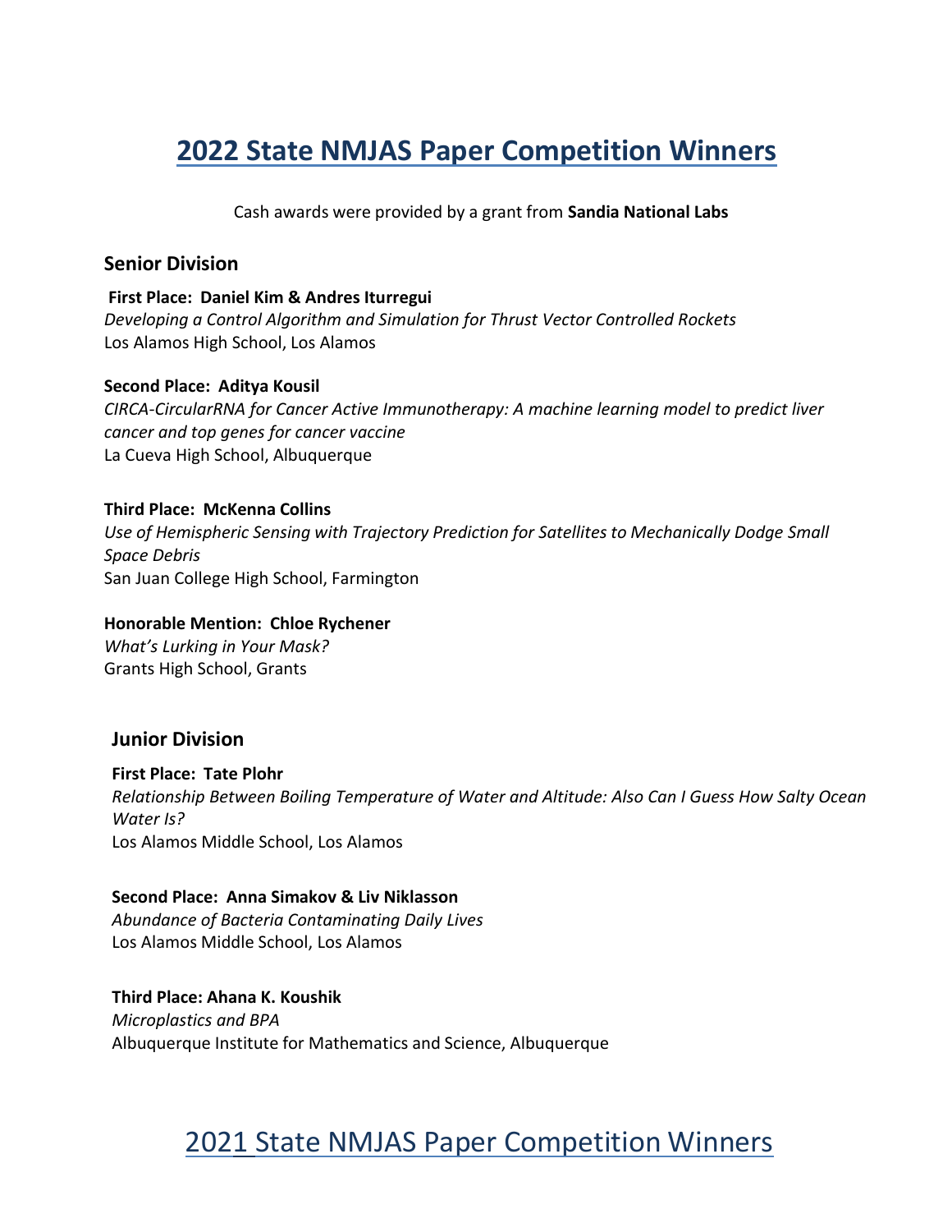# 2022 State NMJAS Paper Competition Winners

Cash awards were provided by a grant from **Sandia National Labs**

### Senior Division

**First Place: Daniel Kim & Andres Iturregui**
*Developing a Control Algorithm and Simulation for Thrust Vector Controlled Rockets*
Los Alamos High School, Los Alamos

**Second Place: Aditya Kousil**
*CIRCA-CircularRNA for Cancer Active Immunotherapy: A machine learning model to predict liver cancer and top genes for cancer vaccine*
La Cueva High School, Albuquerque

**Third Place: McKenna Collins**
*Use of Hemispheric Sensing with Trajectory Prediction for Satellites to Mechanically Dodge Small Space Debris*
San Juan College High School, Farmington

**Honorable Mention: Chloe Rychener**
*What's Lurking in Your Mask?*
Grants High School, Grants

### Junior Division

**First Place: Tate Plohr**
*Relationship Between Boiling Temperature of Water and Altitude: Also Can I Guess How Salty Ocean Water Is?*
Los Alamos Middle School, Los Alamos

**Second Place: Anna Simakov & Liv Niklasson**
*Abundance of Bacteria Contaminating Daily Lives*
Los Alamos Middle School, Los Alamos

**Third Place: Ahana K. Koushik**
*Microplastics and BPA*
Albuquerque Institute for Mathematics and Science, Albuquerque

# 2021 State NMJAS Paper Competition Winners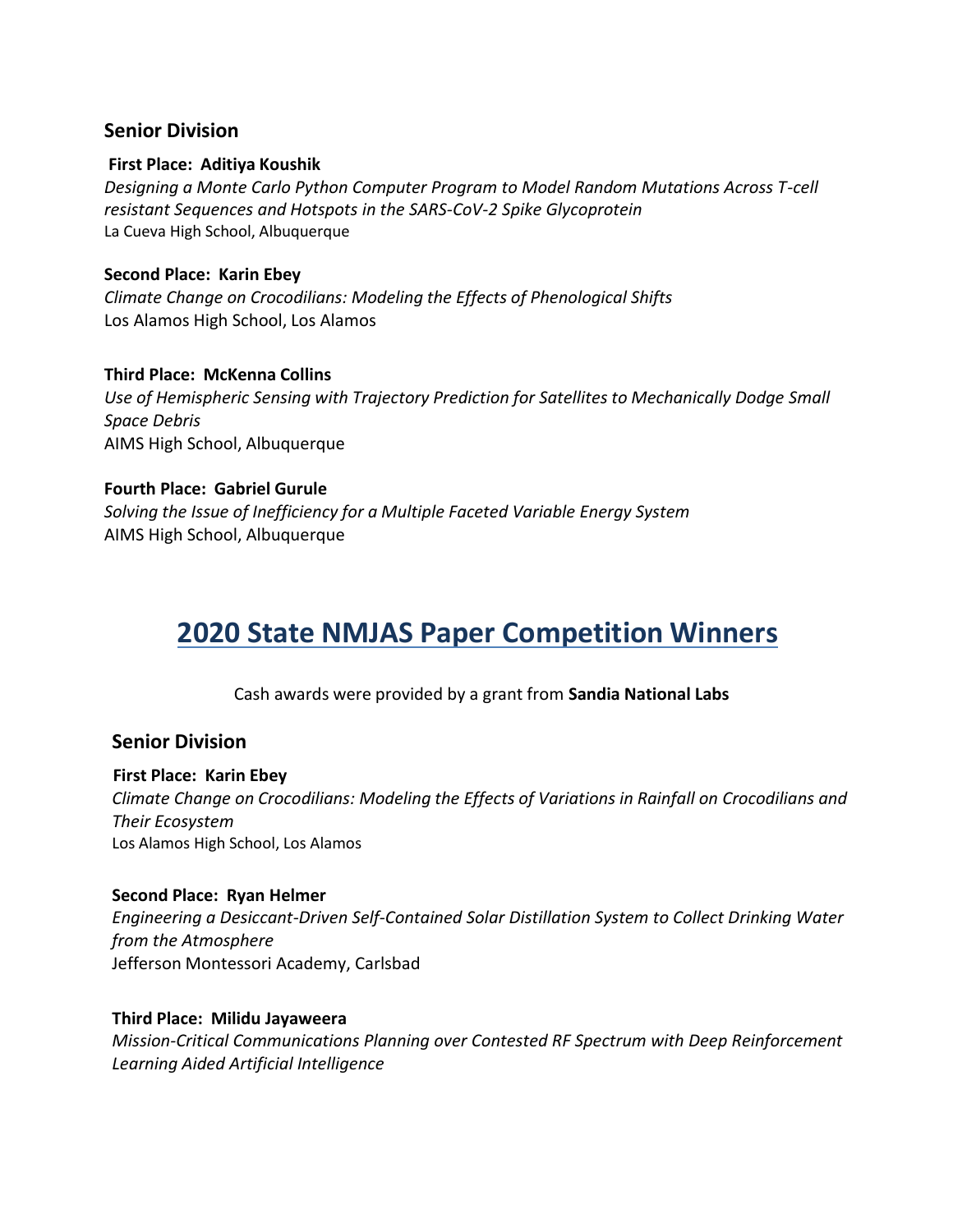### Senior Division

**First Place: Aditiya Koushik**
*Designing a Monte Carlo Python Computer Program to Model Random Mutations Across T-cell resistant Sequences and Hotspots in the SARS-CoV-2 Spike Glycoprotein*
La Cueva High School, Albuquerque

**Second Place: Karin Ebey**
*Climate Change on Crocodilians: Modeling the Effects of Phenological Shifts*
Los Alamos High School, Los Alamos

**Third Place: McKenna Collins**
*Use of Hemispheric Sensing with Trajectory Prediction for Satellites to Mechanically Dodge Small Space Debris*
AIMS High School, Albuquerque

**Fourth Place: Gabriel Gurule**
*Solving the Issue of Inefficiency for a Multiple Faceted Variable Energy System*
AIMS High School, Albuquerque

## 2020 State NMJAS Paper Competition Winners

Cash awards were provided by a grant from **Sandia National Labs**

### Senior Division

**First Place: Karin Ebey**
*Climate Change on Crocodilians: Modeling the Effects of Variations in Rainfall on Crocodilians and Their Ecosystem*
Los Alamos High School, Los Alamos

**Second Place: Ryan Helmer**
*Engineering a Desiccant-Driven Self-Contained Solar Distillation System to Collect Drinking Water from the Atmosphere*
Jefferson Montessori Academy, Carlsbad

**Third Place: Milidu Jayaweera**
*Mission-Critical Communications Planning over Contested RF Spectrum with Deep Reinforcement Learning Aided Artificial Intelligence*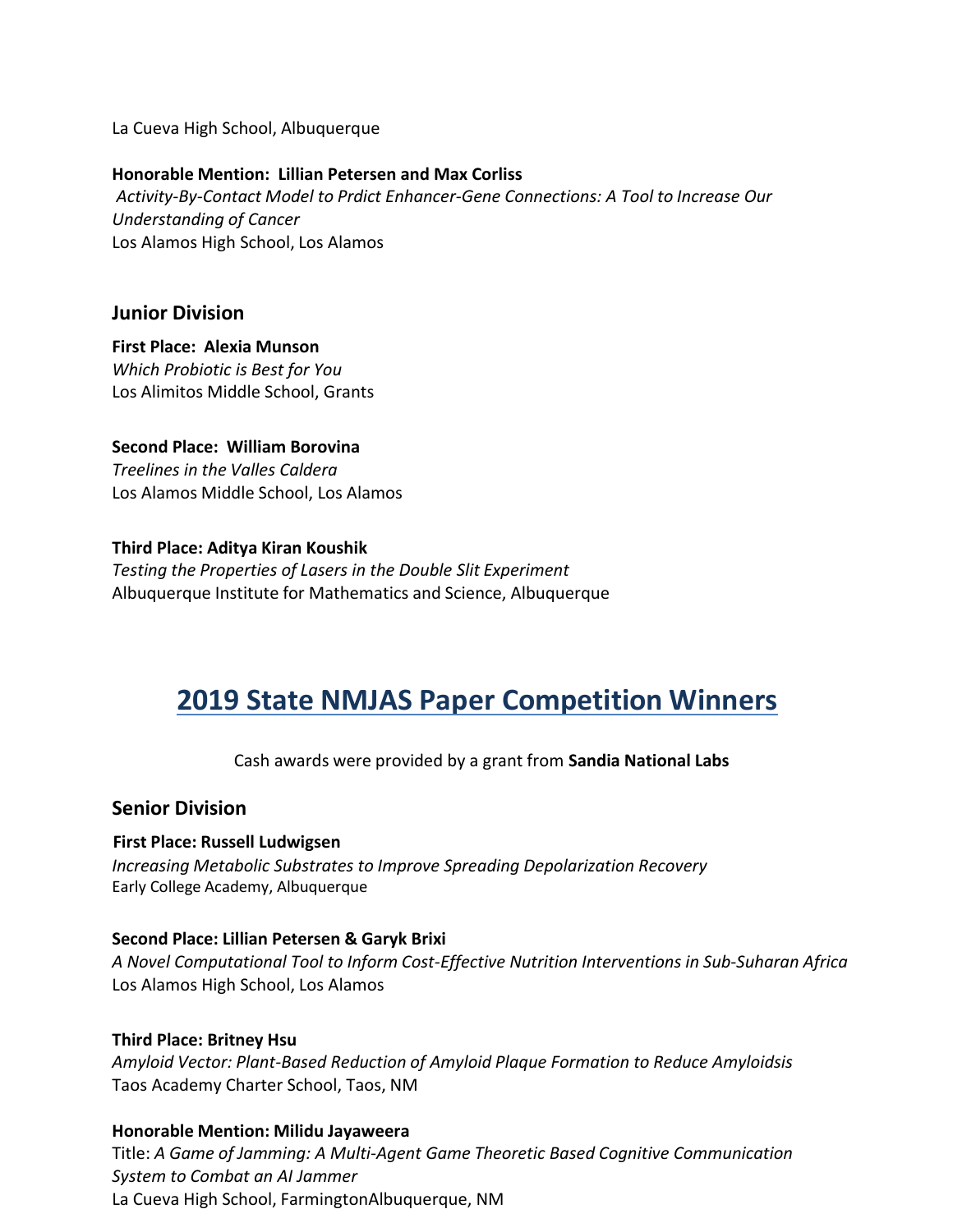La Cueva High School, Albuquerque

**Honorable Mention: Lillian Petersen and Max Corliss**
*Activity-By-Contact Model to Prdict Enhancer-Gene Connections: A Tool to Increase Our Understanding of Cancer*
Los Alamos High School, Los Alamos

### Junior Division

**First Place: Alexia Munson**
*Which Probiotic is Best for You*
Los Alimitos Middle School, Grants

**Second Place: William Borovina**
*Treelines in the Valles Caldera*
Los Alamos Middle School, Los Alamos

**Third Place: Aditya Kiran Koushik**
*Testing the Properties of Lasers in the Double Slit Experiment*
Albuquerque Institute for Mathematics and Science, Albuquerque

## 2019 State NMJAS Paper Competition Winners

Cash awards were provided by a grant from **Sandia National Labs**

### Senior Division

**First Place: Russell Ludwigsen**
*Increasing Metabolic Substrates to Improve Spreading Depolarization Recovery*
Early College Academy, Albuquerque

**Second Place: Lillian Petersen & Garyk Brixi**
*A Novel Computational Tool to Inform Cost-Effective Nutrition Interventions in Sub-Suharan Africa*
Los Alamos High School, Los Alamos

**Third Place: Britney Hsu**
*Amyloid Vector: Plant-Based Reduction of Amyloid Plaque Formation to Reduce Amyloidsis*
Taos Academy Charter School, Taos, NM

**Honorable Mention: Milidu Jayaweera**
Title: *A Game of Jamming: A Multi-Agent Game Theoretic Based Cognitive Communication System to Combat an AI Jammer*
La Cueva High School, FarmingtonAlbuquerque, NM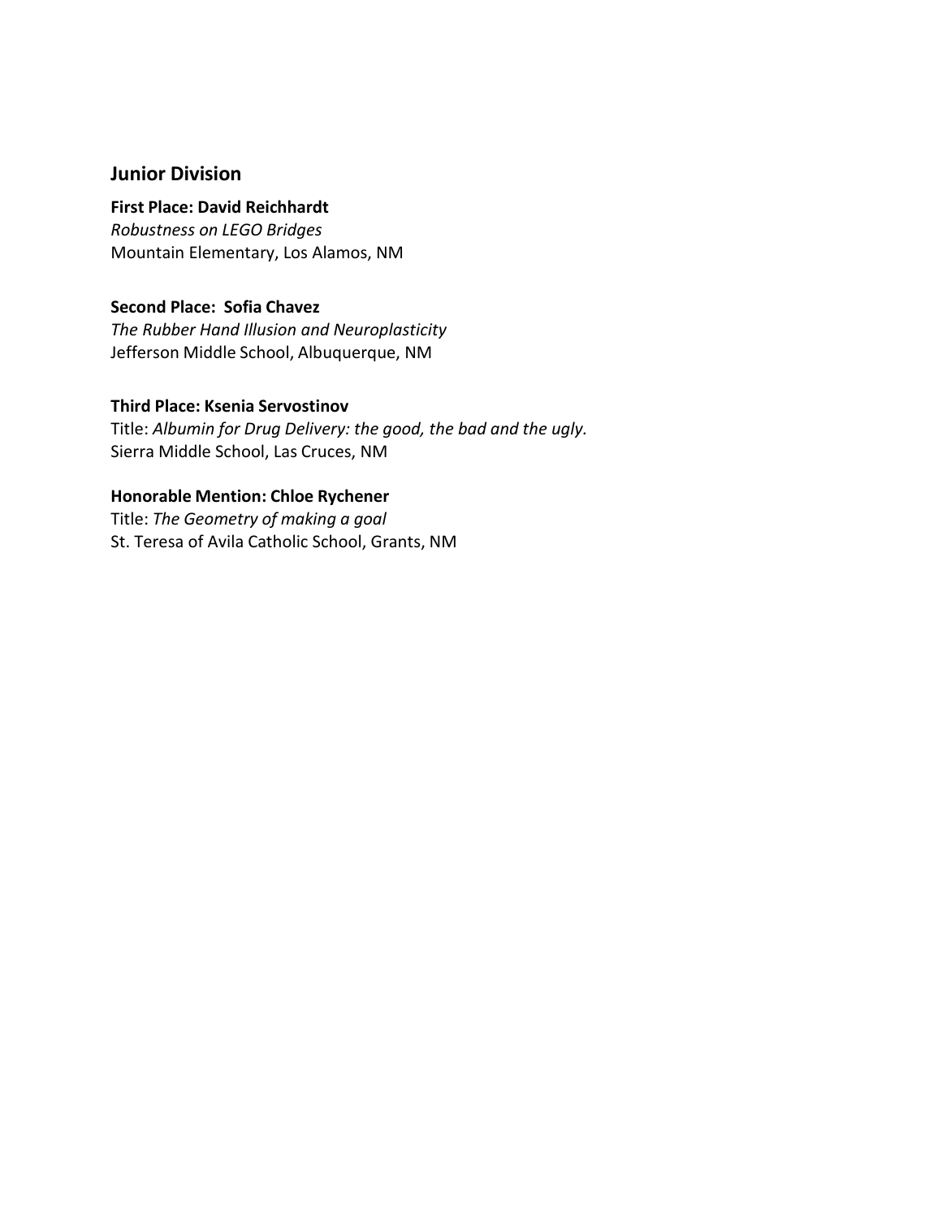## Junior Division

**First Place: David Reichhardt**
*Robustness on LEGO Bridges*
Mountain Elementary, Los Alamos, NM

**Second Place: Sofia Chavez**
*The Rubber Hand Illusion and Neuroplasticity*
Jefferson Middle School, Albuquerque, NM

**Third Place: Ksenia Servostinov**
Title: *Albumin for Drug Delivery: the good, the bad and the ugly.*
Sierra Middle School, Las Cruces, NM

**Honorable Mention: Chloe Rychener**
Title: *The Geometry of making a goal*
St. Teresa of Avila Catholic School, Grants, NM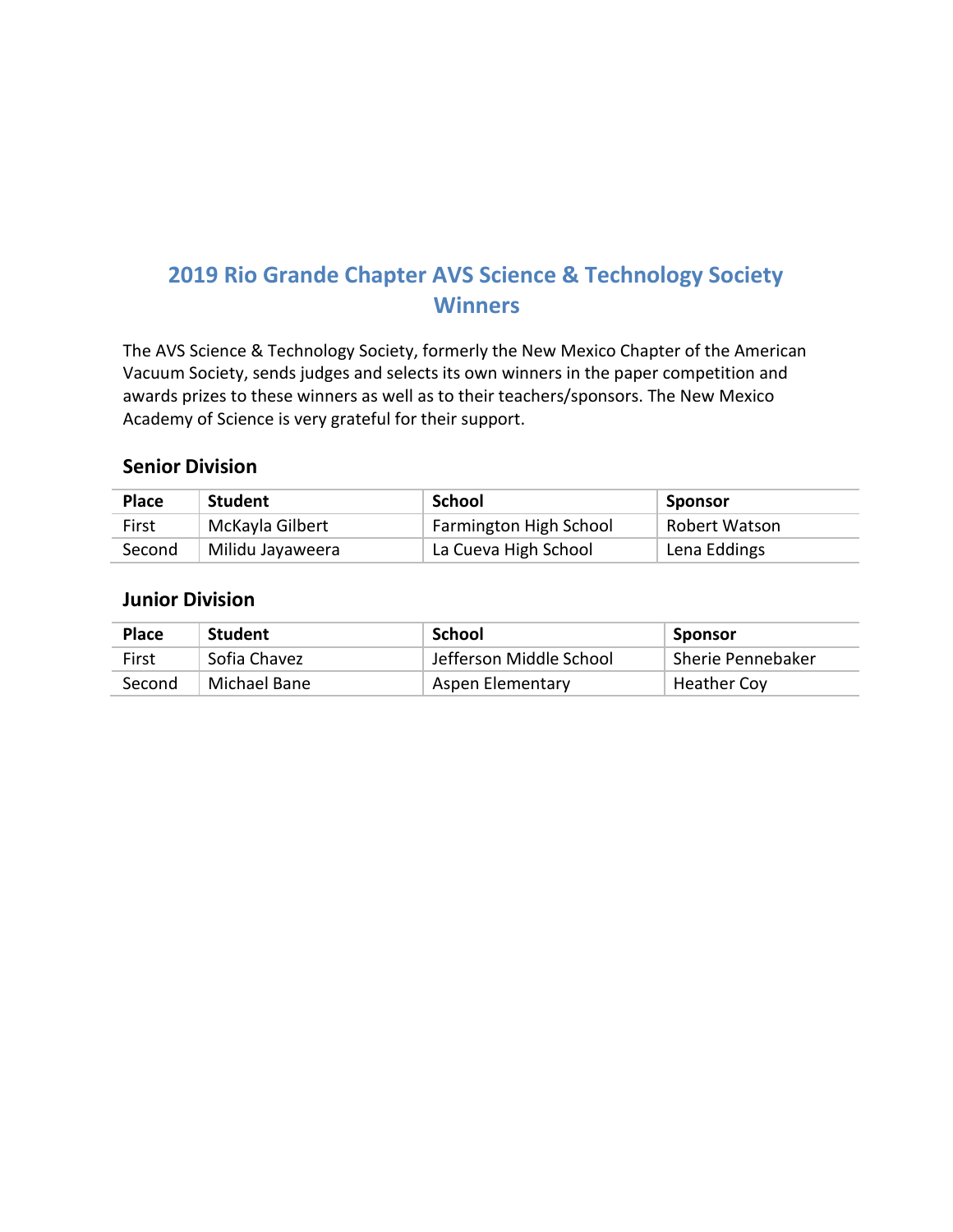# 2019 Rio Grande Chapter AVS Science & Technology Society Winners

The AVS Science & Technology Society, formerly the New Mexico Chapter of the American Vacuum Society, sends judges and selects its own winners in the paper competition and awards prizes to these winners as well as to their teachers/sponsors. The New Mexico Academy of Science is very grateful for their support.

### Senior Division

| Place | Student | School | Sponsor |
|---|---|---|---|
| First | McKayla Gilbert | Farmington High School | Robert Watson |
| Second | Milidu Jayaweera | La Cueva High School | Lena Eddings |

### Junior Division

| Place | Student | School | Sponsor |
|---|---|---|---|
| First | Sofia Chavez | Jefferson Middle School | Sherie Pennebaker |
| Second | Michael Bane | Aspen Elementary | Heather Coy |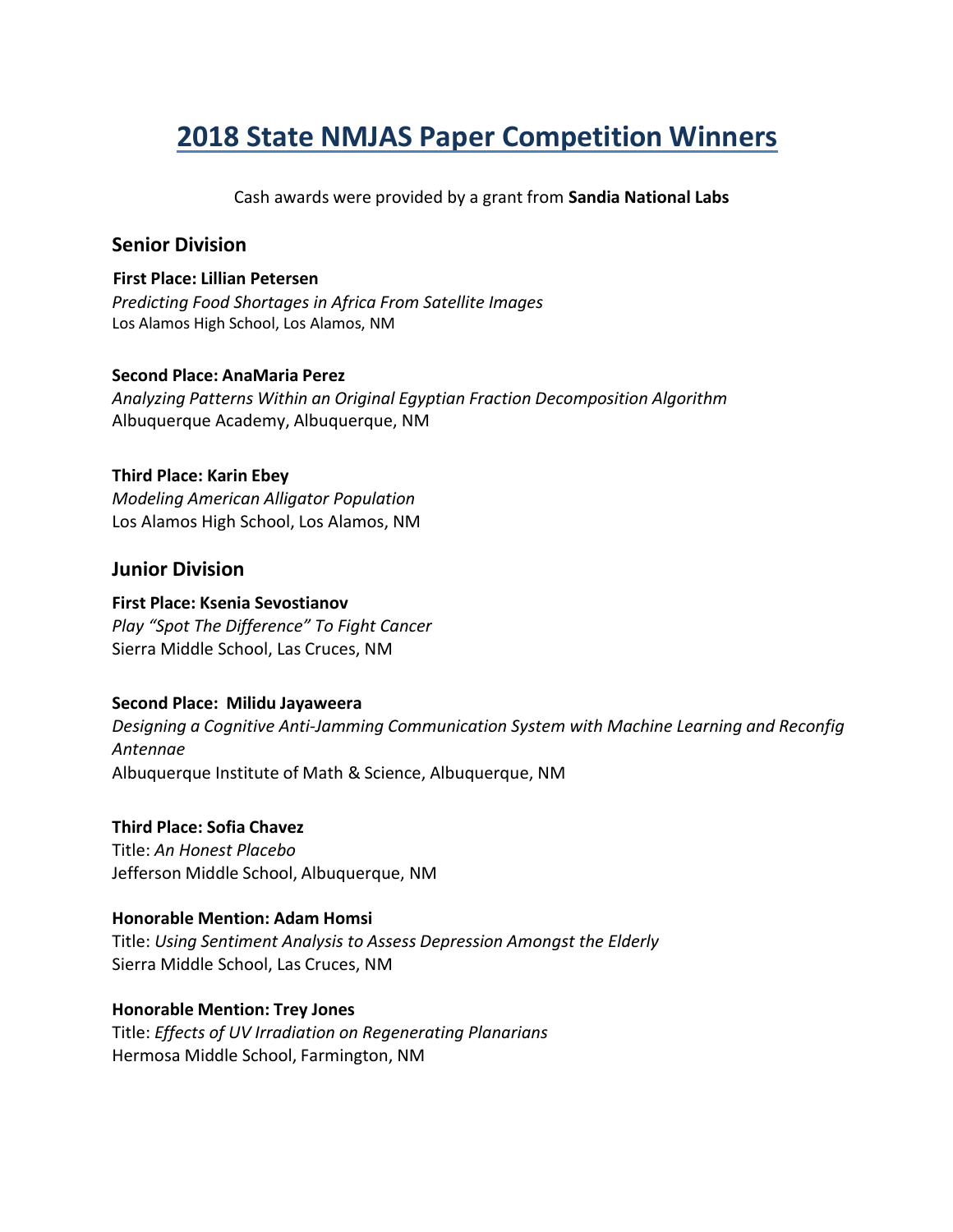# 2018 State NMJAS Paper Competition Winners

Cash awards were provided by a grant from **Sandia National Labs**

## Senior Division

**First Place: Lillian Petersen**
*Predicting Food Shortages in Africa From Satellite Images*
Los Alamos High School, Los Alamos, NM

**Second Place: AnaMaria Perez**
*Analyzing Patterns Within an Original Egyptian Fraction Decomposition Algorithm*
Albuquerque Academy, Albuquerque, NM

**Third Place: Karin Ebey**
*Modeling American Alligator Population*
Los Alamos High School, Los Alamos, NM

## Junior Division

**First Place: Ksenia Sevostianov**
*Play "Spot The Difference" To Fight Cancer*
Sierra Middle School, Las Cruces, NM

**Second Place: Milidu Jayaweera**
*Designing a Cognitive Anti-Jamming Communication System with Machine Learning and Reconfig Antennae*
Albuquerque Institute of Math & Science, Albuquerque, NM

**Third Place: Sofia Chavez**
Title: *An Honest Placebo*
Jefferson Middle School, Albuquerque, NM

**Honorable Mention: Adam Homsi**
Title: *Using Sentiment Analysis to Assess Depression Amongst the Elderly*
Sierra Middle School, Las Cruces, NM

**Honorable Mention: Trey Jones**
Title: *Effects of UV Irradiation on Regenerating Planarians*
Hermosa Middle School, Farmington, NM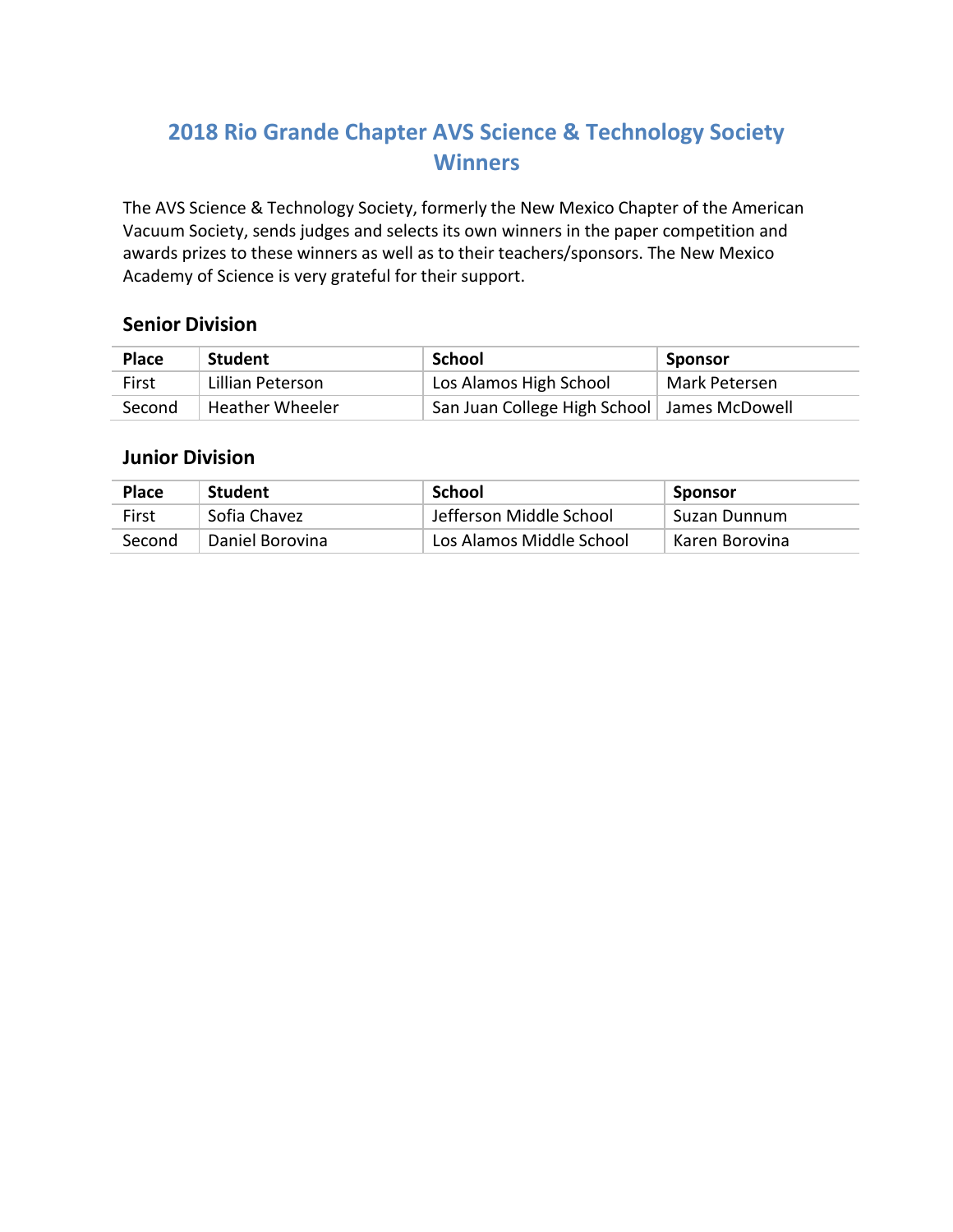# 2018 Rio Grande Chapter AVS Science & Technology Society Winners

The AVS Science & Technology Society, formerly the New Mexico Chapter of the American Vacuum Society, sends judges and selects its own winners in the paper competition and awards prizes to these winners as well as to their teachers/sponsors. The New Mexico Academy of Science is very grateful for their support.

## Senior Division

| Place | Student | School | Sponsor |
|---|---|---|---|
| First | Lillian Peterson | Los Alamos High School | Mark Petersen |
| Second | Heather Wheeler | San Juan College High School | James McDowell |

## Junior Division

| Place | Student | School | Sponsor |
|---|---|---|---|
| First | Sofia Chavez | Jefferson Middle School | Suzan Dunnum |
| Second | Daniel Borovina | Los Alamos Middle School | Karen Borovina |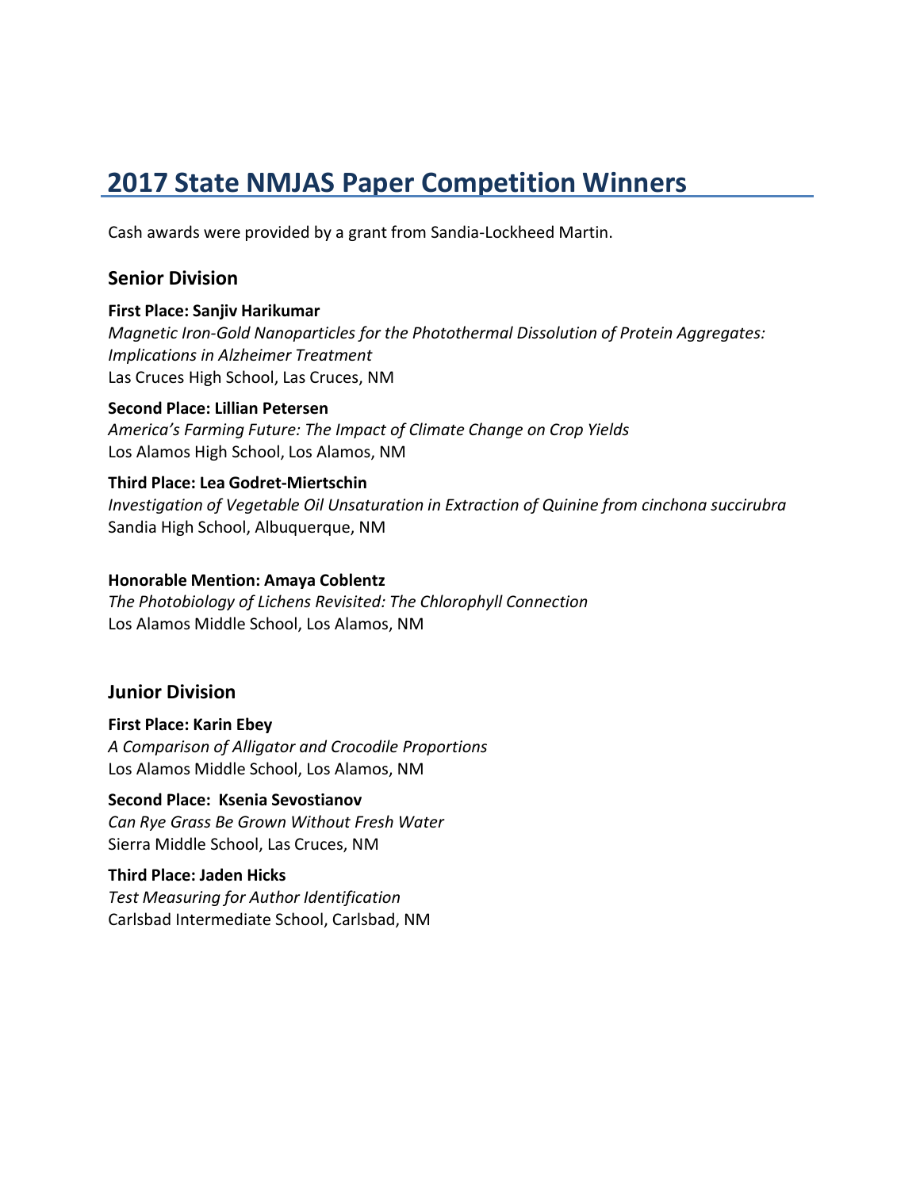# 2017 State NMJAS Paper Competition Winners

Cash awards were provided by a grant from Sandia-Lockheed Martin.

## Senior Division

**First Place: Sanjiv Harikumar**
*Magnetic Iron-Gold Nanoparticles for the Photothermal Dissolution of Protein Aggregates: Implications in Alzheimer Treatment*
Las Cruces High School, Las Cruces, NM

**Second Place: Lillian Petersen**
*America's Farming Future: The Impact of Climate Change on Crop Yields*
Los Alamos High School, Los Alamos, NM

**Third Place: Lea Godret-Miertschin**
*Investigation of Vegetable Oil Unsaturation in Extraction of Quinine from cinchona succirubra*
Sandia High School, Albuquerque, NM

**Honorable Mention: Amaya Coblentz**
*The Photobiology of Lichens Revisited: The Chlorophyll Connection*
Los Alamos Middle School, Los Alamos, NM

## Junior Division

**First Place: Karin Ebey**
*A Comparison of Alligator and Crocodile Proportions*
Los Alamos Middle School, Los Alamos, NM

**Second Place: Ksenia Sevostianov**
*Can Rye Grass Be Grown Without Fresh Water*
Sierra Middle School, Las Cruces, NM

**Third Place: Jaden Hicks**
*Test Measuring for Author Identification*
Carlsbad Intermediate School, Carlsbad, NM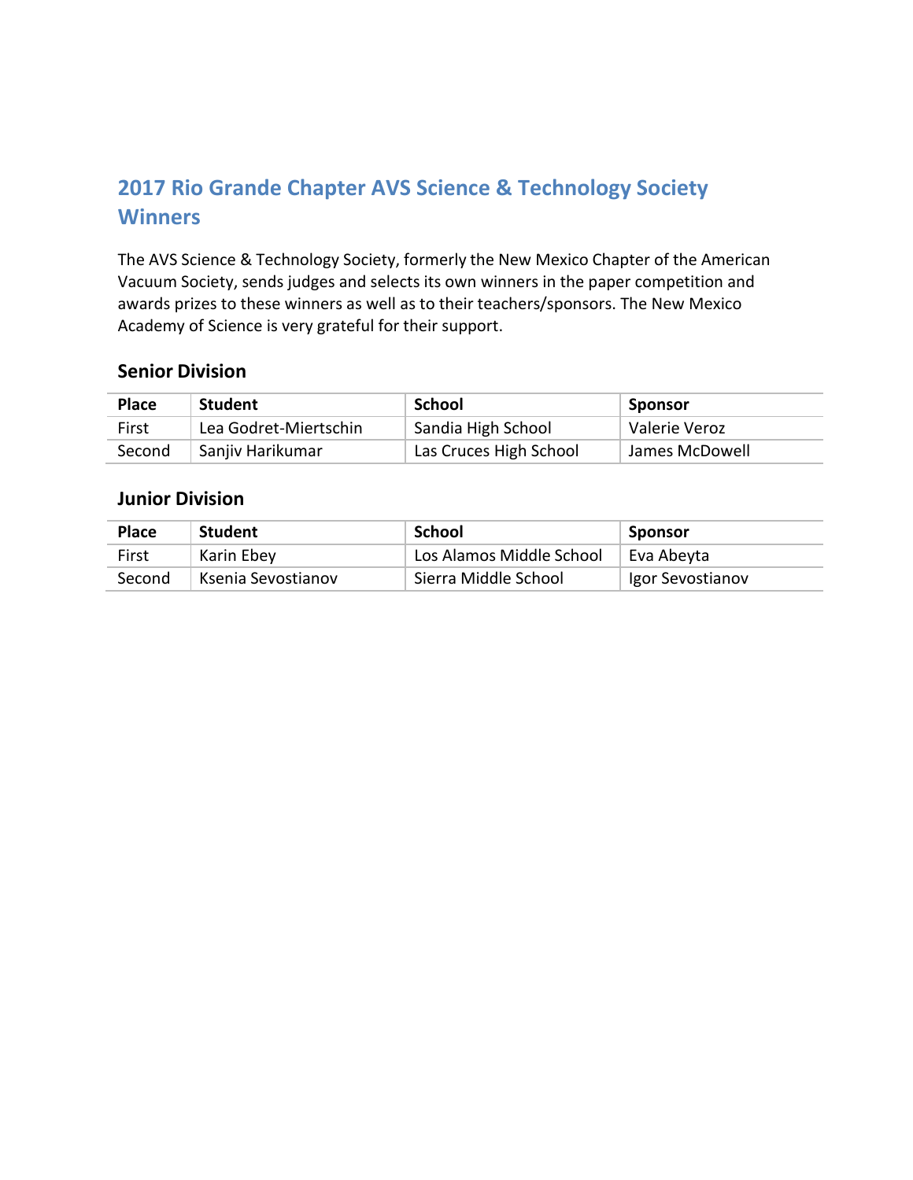## 2017 Rio Grande Chapter AVS Science & Technology Society Winners

The AVS Science & Technology Society, formerly the New Mexico Chapter of the American Vacuum Society, sends judges and selects its own winners in the paper competition and awards prizes to these winners as well as to their teachers/sponsors. The New Mexico Academy of Science is very grateful for their support.

### Senior Division

| Place | Student | School | Sponsor |
|---|---|---|---|
| First | Lea Godret-Miertschin | Sandia High School | Valerie Veroz |
| Second | Sanjiv Harikumar | Las Cruces High School | James McDowell |

### Junior Division

| Place | Student | School | Sponsor |
|---|---|---|---|
| First | Karin Ebey | Los Alamos Middle School | Eva Abeyta |
| Second | Ksenia Sevostianov | Sierra Middle School | Igor Sevostianov |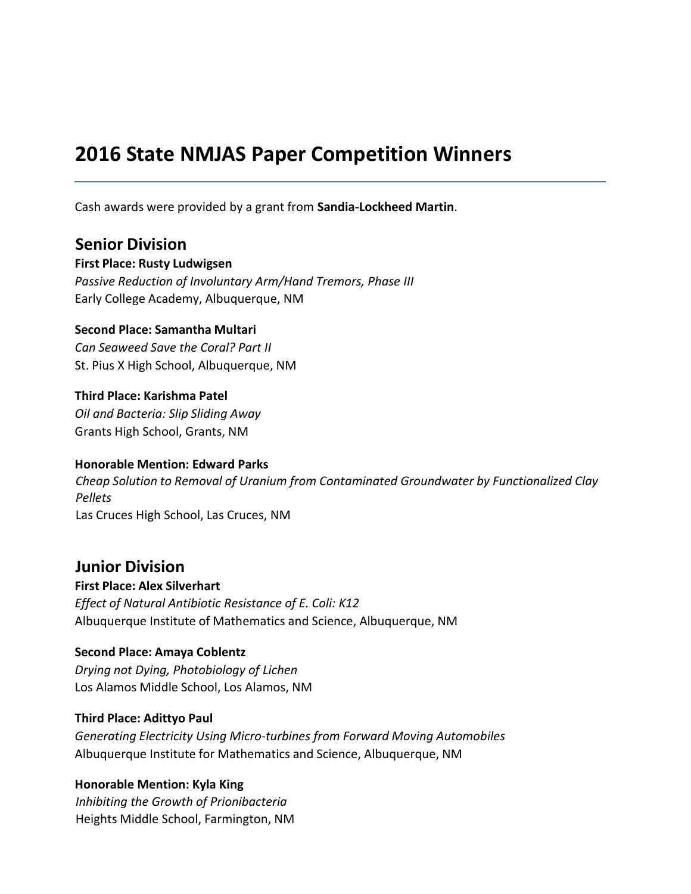# 2016 State NMJAS Paper Competition Winners

Cash awards were provided by a grant from **Sandia-Lockheed Martin**.

## Senior Division

**First Place: Rusty Ludwigsen**
*Passive Reduction of Involuntary Arm/Hand Tremors, Phase III*
Early College Academy, Albuquerque, NM

**Second Place: Samantha Multari**
*Can Seaweed Save the Coral? Part II*
St. Pius X High School, Albuquerque, NM

**Third Place: Karishma Patel**
*Oil and Bacteria: Slip Sliding Away*
Grants High School, Grants, NM

**Honorable Mention: Edward Parks**
*Cheap Solution to Removal of Uranium from Contaminated Groundwater by Functionalized Clay Pellets*
Las Cruces High School, Las Cruces, NM

## Junior Division

**First Place: Alex Silverhart**
*Effect of Natural Antibiotic Resistance of E. Coli: K12*
Albuquerque Institute of Mathematics and Science, Albuquerque, NM

**Second Place: Amaya Coblentz**
*Drying not Dying, Photobiology of Lichen*
Los Alamos Middle School, Los Alamos, NM

**Third Place: Adittyo Paul**
*Generating Electricity Using Micro-turbines from Forward Moving Automobiles*
Albuquerque Institute for Mathematics and Science, Albuquerque, NM

**Honorable Mention: Kyla King**
*Inhibiting the Growth of Prionibacteria*
Heights Middle School, Farmington, NM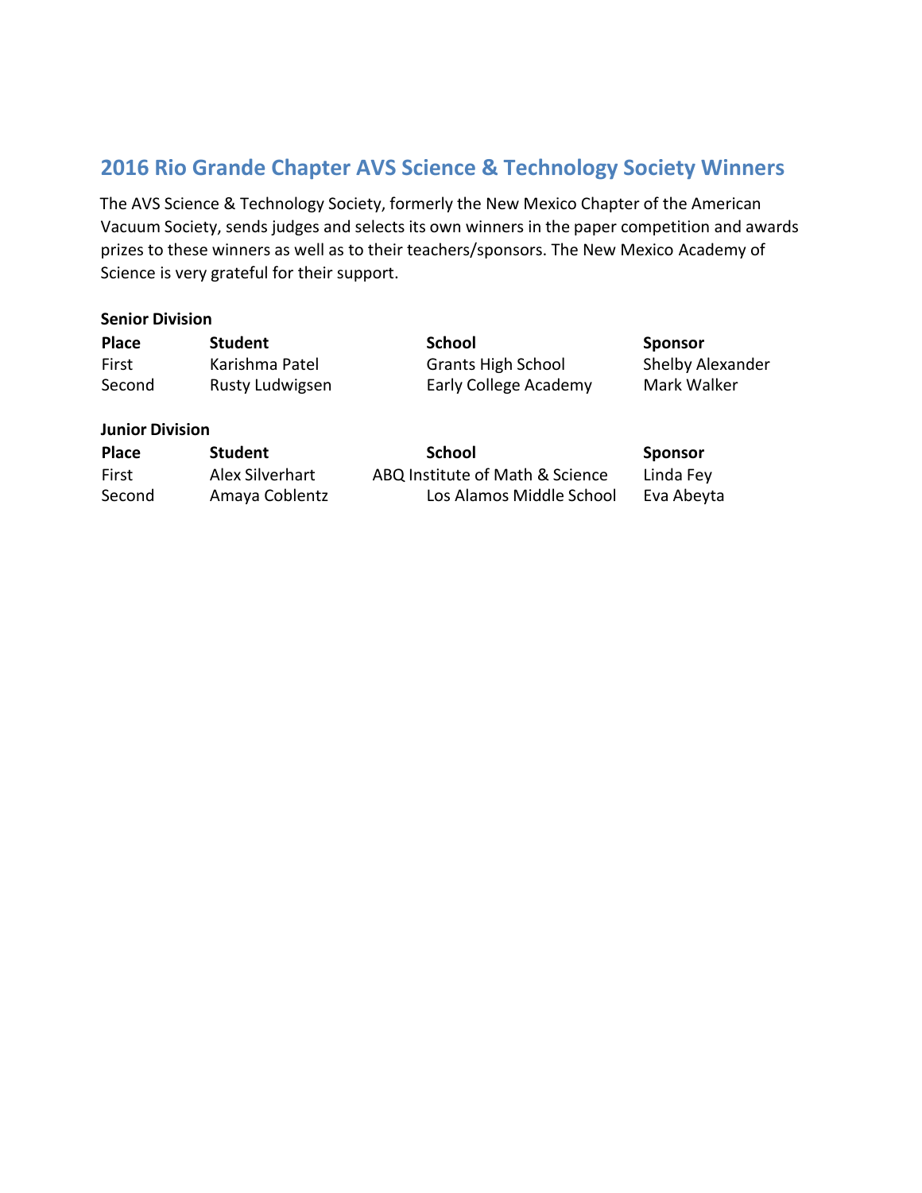## 2016 Rio Grande Chapter AVS Science & Technology Society Winners

The AVS Science & Technology Society, formerly the New Mexico Chapter of the American Vacuum Society, sends judges and selects its own winners in the paper competition and awards prizes to these winners as well as to their teachers/sponsors. The New Mexico Academy of Science is very grateful for their support.

**Senior Division**

| Place | Student | School | Sponsor |
|---|---|---|---|
| First | Karishma Patel | Grants High School | Shelby Alexander |
| Second | Rusty Ludwigsen | Early College Academy | Mark Walker |

**Junior Division**

| Place | Student | School | Sponsor |
|---|---|---|---|
| First | Alex Silverhart | ABQ Institute of Math & Science | Linda Fey |
| Second | Amaya Coblentz | Los Alamos Middle School | Eva Abeyta |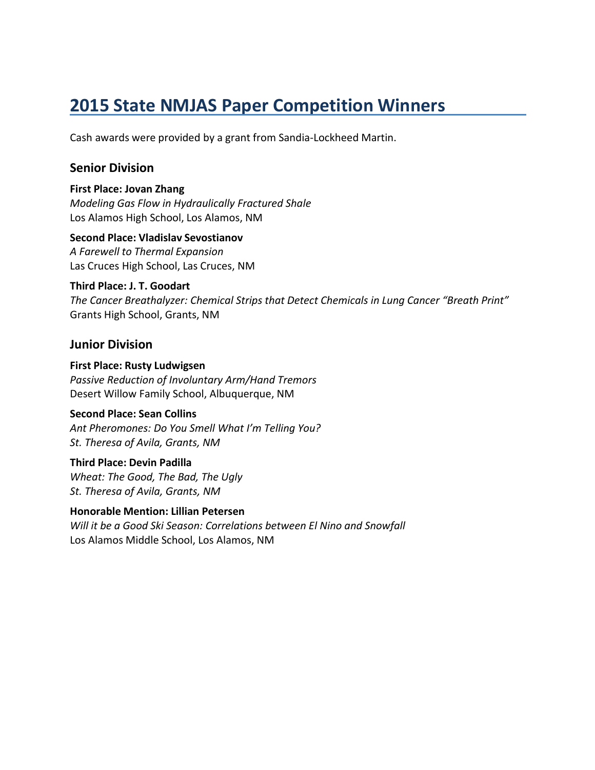# 2015 State NMJAS Paper Competition Winners

Cash awards were provided by a grant from Sandia-Lockheed Martin.

## Senior Division

**First Place: Jovan Zhang**
*Modeling Gas Flow in Hydraulically Fractured Shale*
Los Alamos High School, Los Alamos, NM

**Second Place: Vladislav Sevostianov**
*A Farewell to Thermal Expansion*
Las Cruces High School, Las Cruces, NM

**Third Place: J. T. Goodart**
*The Cancer Breathalyzer: Chemical Strips that Detect Chemicals in Lung Cancer "Breath Print"*
Grants High School, Grants, NM

## Junior Division

**First Place: Rusty Ludwigsen**
*Passive Reduction of Involuntary Arm/Hand Tremors*
Desert Willow Family School, Albuquerque, NM

**Second Place: Sean Collins**
*Ant Pheromones: Do You Smell What I'm Telling You?*
*St. Theresa of Avila, Grants, NM*

**Third Place: Devin Padilla**
*Wheat: The Good, The Bad, The Ugly*
*St. Theresa of Avila, Grants, NM*

**Honorable Mention: Lillian Petersen**
*Will it be a Good Ski Season: Correlations between El Nino and Snowfall*
Los Alamos Middle School, Los Alamos, NM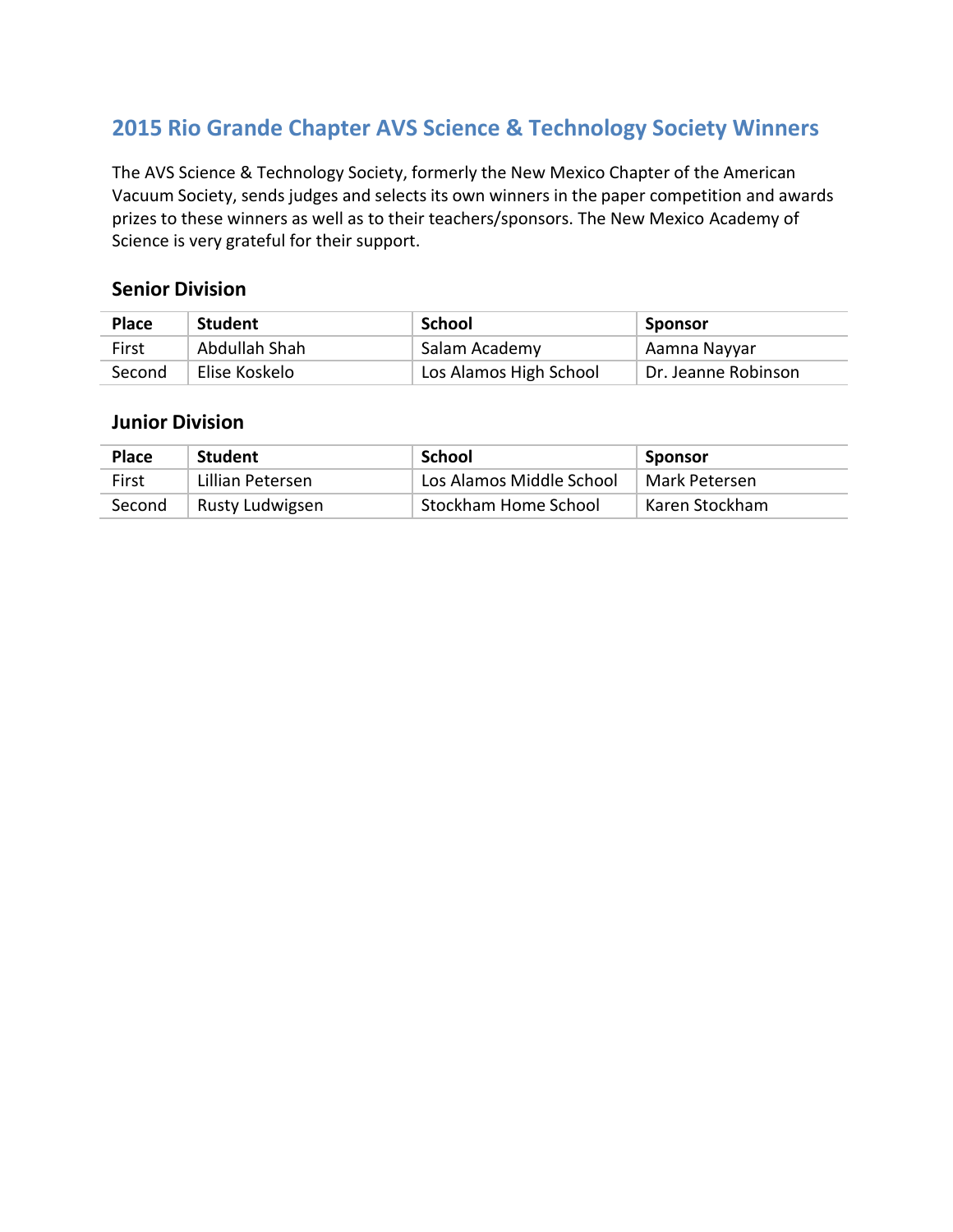## 2015 Rio Grande Chapter AVS Science & Technology Society Winners

The AVS Science & Technology Society, formerly the New Mexico Chapter of the American Vacuum Society, sends judges and selects its own winners in the paper competition and awards prizes to these winners as well as to their teachers/sponsors. The New Mexico Academy of Science is very grateful for their support.

### Senior Division

| Place | Student | School | Sponsor |
|---|---|---|---|
| First | Abdullah Shah | Salam Academy | Aamna Nayyar |
| Second | Elise Koskelo | Los Alamos High School | Dr. Jeanne Robinson |

### Junior Division

| Place | Student | School | Sponsor |
|---|---|---|---|
| First | Lillian Petersen | Los Alamos Middle School | Mark Petersen |
| Second | Rusty Ludwigsen | Stockham Home School | Karen Stockham |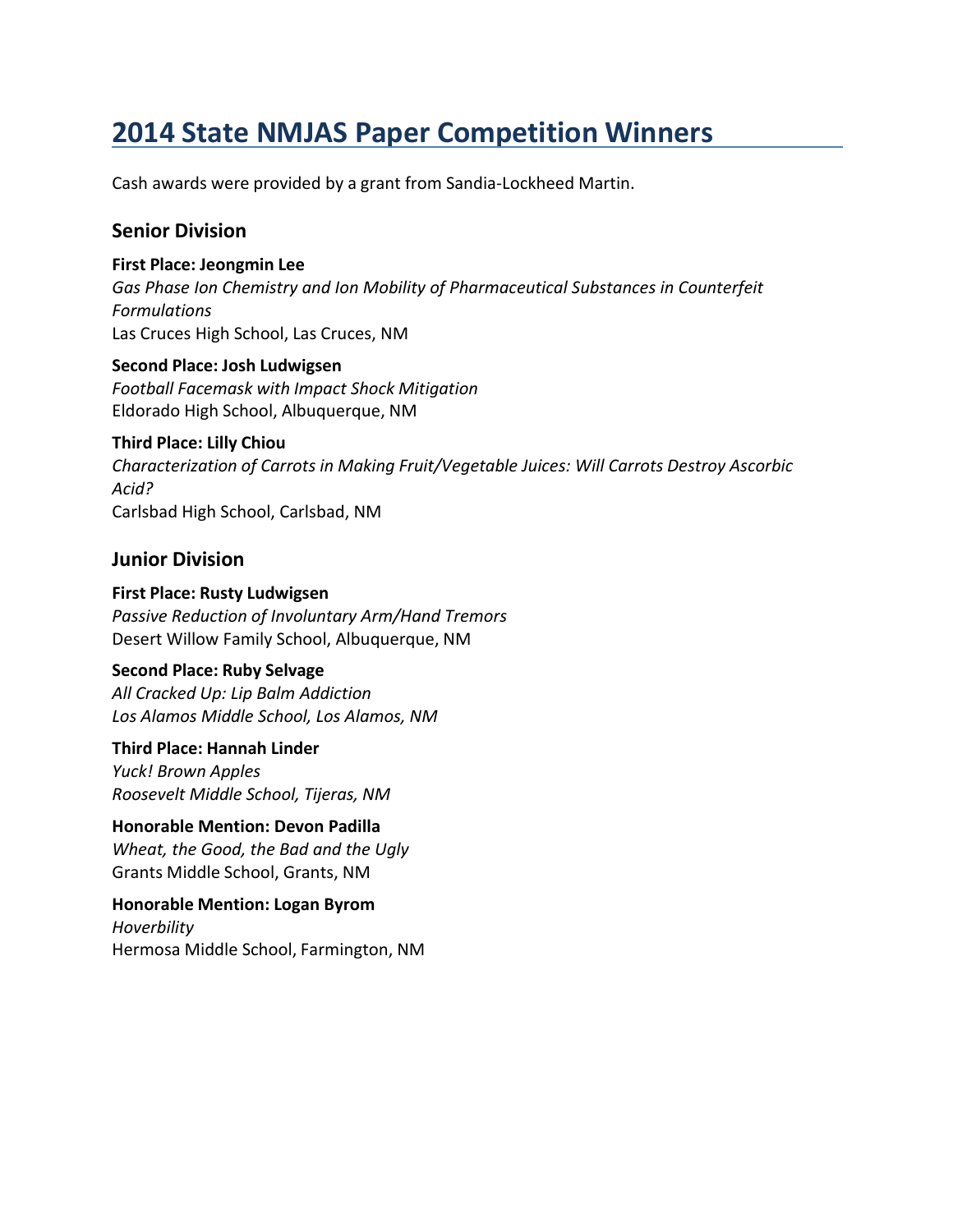# 2014 State NMJAS Paper Competition Winners

Cash awards were provided by a grant from Sandia-Lockheed Martin.

## Senior Division

**First Place: Jeongmin Lee**
*Gas Phase Ion Chemistry and Ion Mobility of Pharmaceutical Substances in Counterfeit Formulations*
Las Cruces High School, Las Cruces, NM

**Second Place: Josh Ludwigsen**
*Football Facemask with Impact Shock Mitigation*
Eldorado High School, Albuquerque, NM

**Third Place: Lilly Chiou**
*Characterization of Carrots in Making Fruit/Vegetable Juices: Will Carrots Destroy Ascorbic Acid?*
Carlsbad High School, Carlsbad, NM

## Junior Division

**First Place: Rusty Ludwigsen**
*Passive Reduction of Involuntary Arm/Hand Tremors*
Desert Willow Family School, Albuquerque, NM

**Second Place: Ruby Selvage**
*All Cracked Up: Lip Balm Addiction*
*Los Alamos Middle School, Los Alamos, NM*

**Third Place: Hannah Linder**
*Yuck! Brown Apples*
*Roosevelt Middle School, Tijeras, NM*

**Honorable Mention: Devon Padilla**
*Wheat, the Good, the Bad and the Ugly*
Grants Middle School, Grants, NM

**Honorable Mention: Logan Byrom**
*Hoverbility*
Hermosa Middle School, Farmington, NM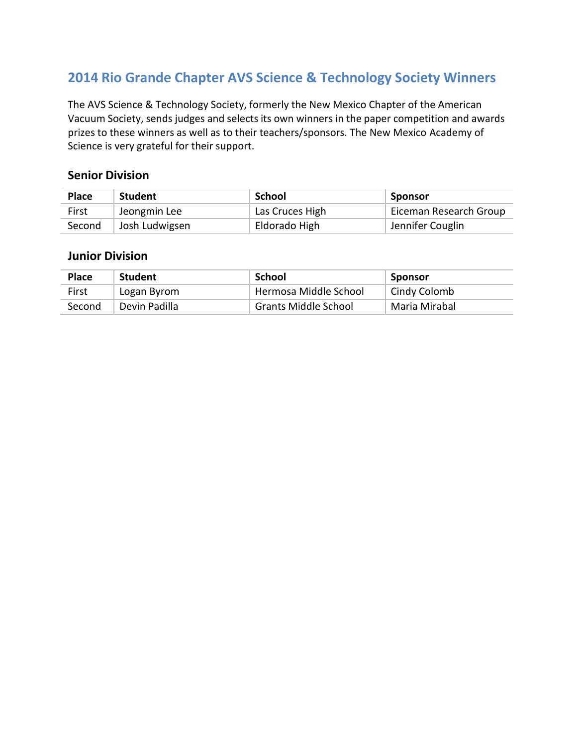## 2014 Rio Grande Chapter AVS Science & Technology Society Winners

The AVS Science & Technology Society, formerly the New Mexico Chapter of the American Vacuum Society, sends judges and selects its own winners in the paper competition and awards prizes to these winners as well as to their teachers/sponsors. The New Mexico Academy of Science is very grateful for their support.

### Senior Division

| Place | Student | School | Sponsor |
|---|---|---|---|
| First | Jeongmin Lee | Las Cruces High | Eiceman Research Group |
| Second | Josh Ludwigsen | Eldorado High | Jennifer Couglin |

### Junior Division

| Place | Student | School | Sponsor |
|---|---|---|---|
| First | Logan Byrom | Hermosa Middle School | Cindy Colomb |
| Second | Devin Padilla | Grants Middle School | Maria Mirabal |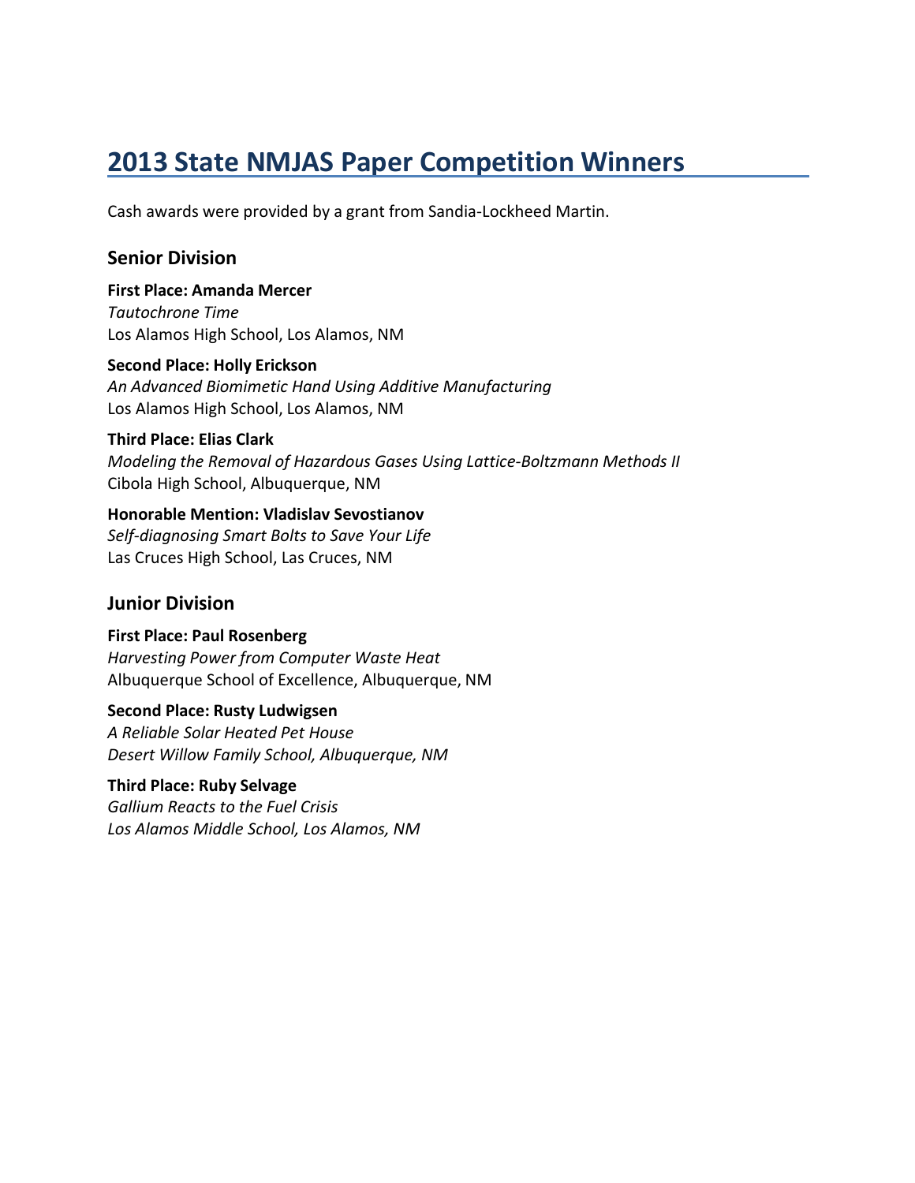# 2013 State NMJAS Paper Competition Winners

Cash awards were provided by a grant from Sandia-Lockheed Martin.

## Senior Division

**First Place: Amanda Mercer**
*Tautochrone Time*
Los Alamos High School, Los Alamos, NM

**Second Place: Holly Erickson**
*An Advanced Biomimetic Hand Using Additive Manufacturing*
Los Alamos High School, Los Alamos, NM

**Third Place: Elias Clark**
*Modeling the Removal of Hazardous Gases Using Lattice-Boltzmann Methods II*
Cibola High School, Albuquerque, NM

**Honorable Mention: Vladislav Sevostianov**
*Self-diagnosing Smart Bolts to Save Your Life*
Las Cruces High School, Las Cruces, NM

## Junior Division

**First Place: Paul Rosenberg**
*Harvesting Power from Computer Waste Heat*
Albuquerque School of Excellence, Albuquerque, NM

**Second Place: Rusty Ludwigsen**
*A Reliable Solar Heated Pet House*
*Desert Willow Family School, Albuquerque, NM*

**Third Place: Ruby Selvage**
*Gallium Reacts to the Fuel Crisis*
*Los Alamos Middle School, Los Alamos, NM*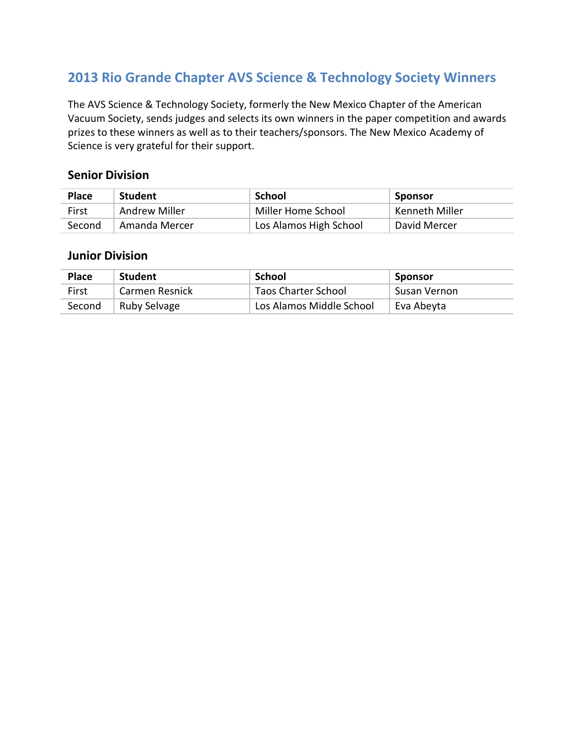## 2013 Rio Grande Chapter AVS Science & Technology Society Winners

The AVS Science & Technology Society, formerly the New Mexico Chapter of the American Vacuum Society, sends judges and selects its own winners in the paper competition and awards prizes to these winners as well as to their teachers/sponsors. The New Mexico Academy of Science is very grateful for their support.

### Senior Division

| Place | Student | School | Sponsor |
|---|---|---|---|
| First | Andrew Miller | Miller Home School | Kenneth Miller |
| Second | Amanda Mercer | Los Alamos High School | David Mercer |

### Junior Division

| Place | Student | School | Sponsor |
|---|---|---|---|
| First | Carmen Resnick | Taos Charter School | Susan Vernon |
| Second | Ruby Selvage | Los Alamos Middle School | Eva Abeyta |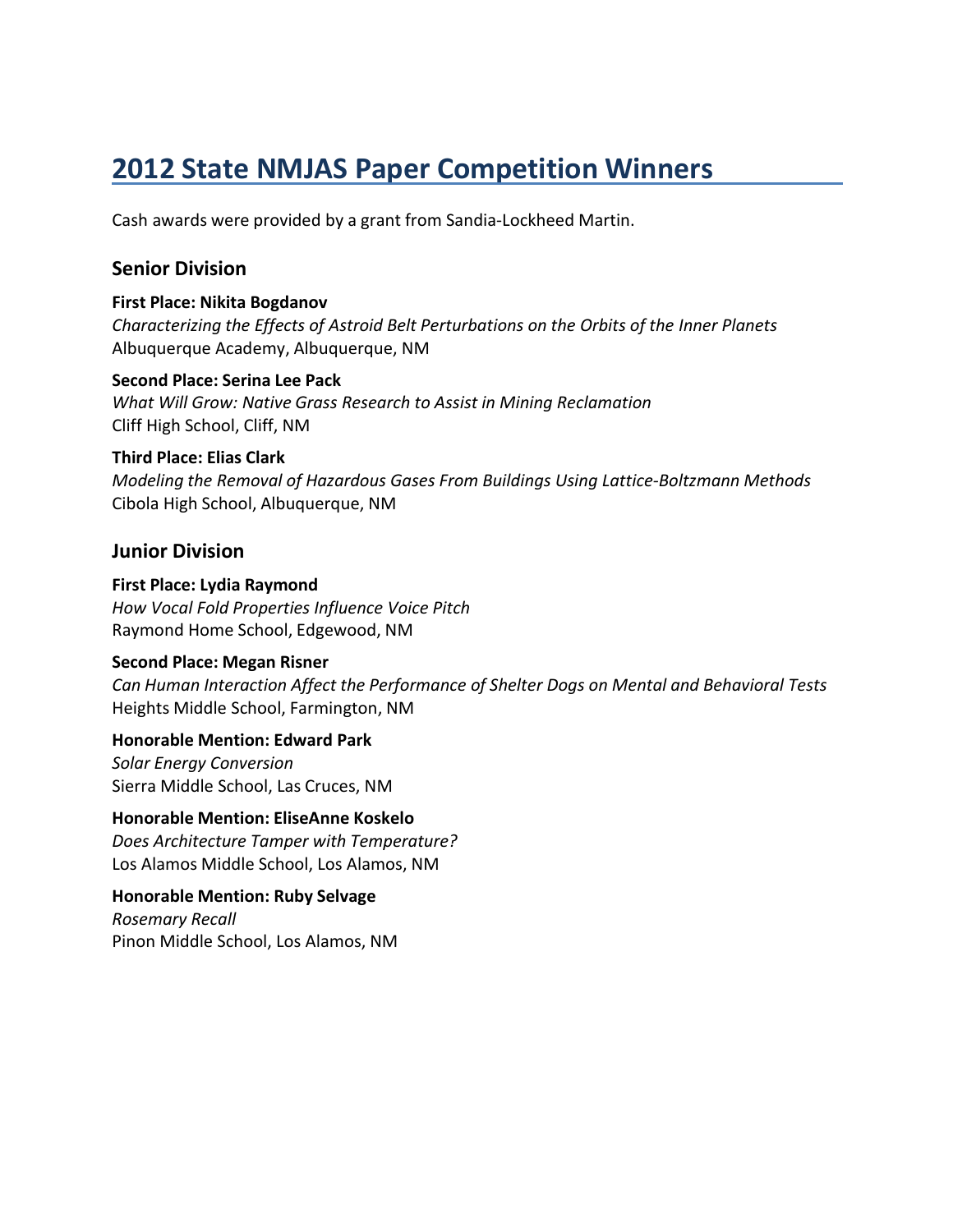# 2012 State NMJAS Paper Competition Winners

Cash awards were provided by a grant from Sandia-Lockheed Martin.

## Senior Division

**First Place: Nikita Bogdanov**
*Characterizing the Effects of Astroid Belt Perturbations on the Orbits of the Inner Planets*
Albuquerque Academy, Albuquerque, NM

**Second Place: Serina Lee Pack**
*What Will Grow: Native Grass Research to Assist in Mining Reclamation*
Cliff High School, Cliff, NM

**Third Place: Elias Clark**
*Modeling the Removal of Hazardous Gases From Buildings Using Lattice-Boltzmann Methods*
Cibola High School, Albuquerque, NM

## Junior Division

**First Place: Lydia Raymond**
*How Vocal Fold Properties Influence Voice Pitch*
Raymond Home School, Edgewood, NM

**Second Place: Megan Risner**
*Can Human Interaction Affect the Performance of Shelter Dogs on Mental and Behavioral Tests*
Heights Middle School, Farmington, NM

**Honorable Mention: Edward Park**
*Solar Energy Conversion*
Sierra Middle School, Las Cruces, NM

**Honorable Mention: EliseAnne Koskelo**
*Does Architecture Tamper with Temperature?*
Los Alamos Middle School, Los Alamos, NM

**Honorable Mention: Ruby Selvage**
*Rosemary Recall*
Pinon Middle School, Los Alamos, NM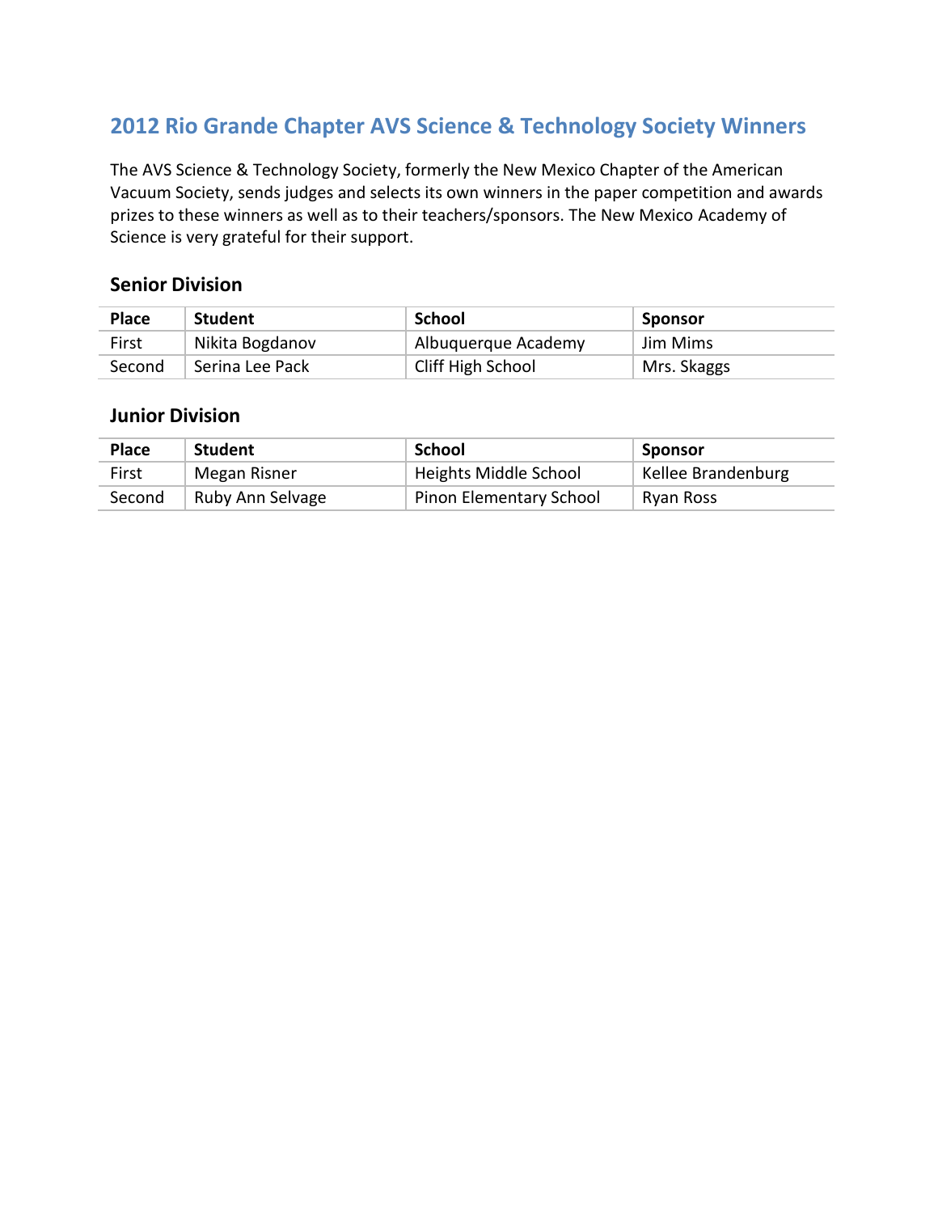## 2012 Rio Grande Chapter AVS Science & Technology Society Winners

The AVS Science & Technology Society, formerly the New Mexico Chapter of the American Vacuum Society, sends judges and selects its own winners in the paper competition and awards prizes to these winners as well as to their teachers/sponsors. The New Mexico Academy of Science is very grateful for their support.

### Senior Division

| Place | Student | School | Sponsor |
|---|---|---|---|
| First | Nikita Bogdanov | Albuquerque Academy | Jim Mims |
| Second | Serina Lee Pack | Cliff High School | Mrs. Skaggs |

### Junior Division

| Place | Student | School | Sponsor |
|---|---|---|---|
| First | Megan Risner | Heights Middle School | Kellee Brandenburg |
| Second | Ruby Ann Selvage | Pinon Elementary School | Ryan Ross |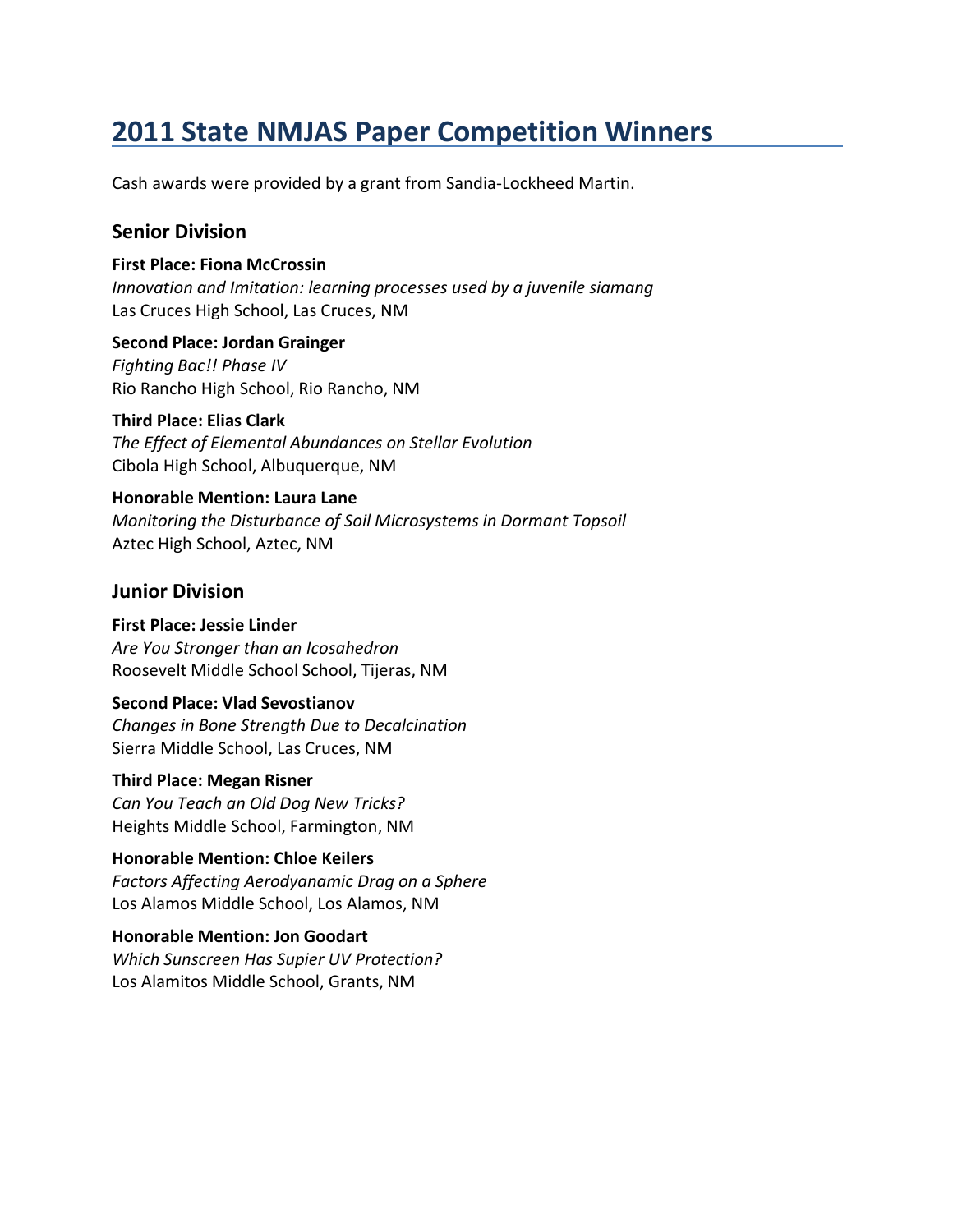# 2011 State NMJAS Paper Competition Winners

Cash awards were provided by a grant from Sandia-Lockheed Martin.

## Senior Division

**First Place: Fiona McCrossin**
*Innovation and Imitation: learning processes used by a juvenile siamang*
Las Cruces High School, Las Cruces, NM

**Second Place: Jordan Grainger**
*Fighting Bac!! Phase IV*
Rio Rancho High School, Rio Rancho, NM

**Third Place: Elias Clark**
*The Effect of Elemental Abundances on Stellar Evolution*
Cibola High School, Albuquerque, NM

**Honorable Mention: Laura Lane**
*Monitoring the Disturbance of Soil Microsystems in Dormant Topsoil*
Aztec High School, Aztec, NM

## Junior Division

**First Place: Jessie Linder**
*Are You Stronger than an Icosahedron*
Roosevelt Middle School School, Tijeras, NM

**Second Place: Vlad Sevostianov**
*Changes in Bone Strength Due to Decalcination*
Sierra Middle School, Las Cruces, NM

**Third Place: Megan Risner**
*Can You Teach an Old Dog New Tricks?*
Heights Middle School, Farmington, NM

**Honorable Mention: Chloe Keilers**
*Factors Affecting Aerodyanamic Drag on a Sphere*
Los Alamos Middle School, Los Alamos, NM

**Honorable Mention: Jon Goodart**
*Which Sunscreen Has Supier UV Protection?*
Los Alamitos Middle School, Grants, NM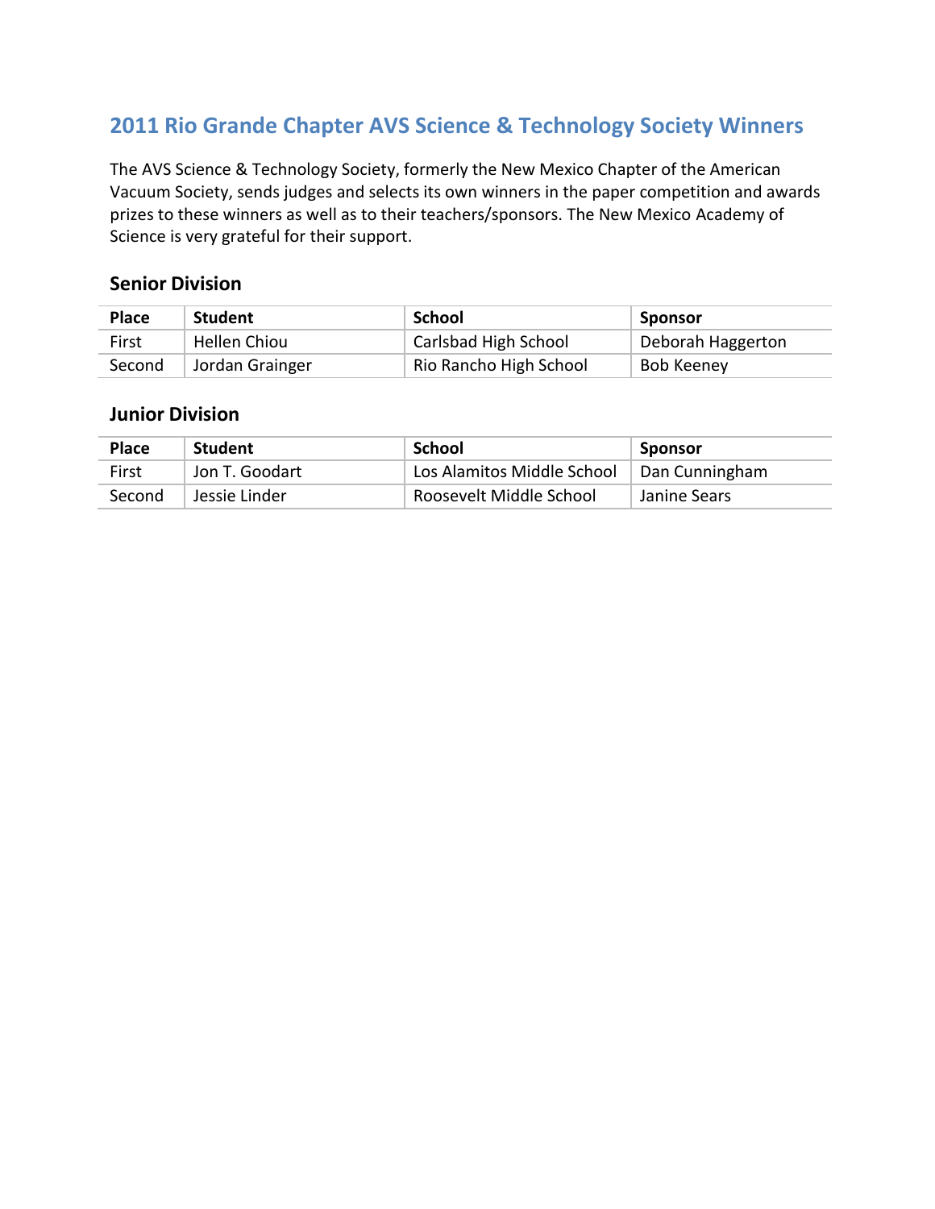## 2011 Rio Grande Chapter AVS Science & Technology Society Winners

The AVS Science & Technology Society, formerly the New Mexico Chapter of the American Vacuum Society, sends judges and selects its own winners in the paper competition and awards prizes to these winners as well as to their teachers/sponsors. The New Mexico Academy of Science is very grateful for their support.

### Senior Division

| Place | Student | School | Sponsor |
|---|---|---|---|
| First | Hellen Chiou | Carlsbad High School | Deborah Haggerton |
| Second | Jordan Grainger | Rio Rancho High School | Bob Keeney |

### Junior Division

| Place | Student | School | Sponsor |
|---|---|---|---|
| First | Jon T. Goodart | Los Alamitos Middle School | Dan Cunningham |
| Second | Jessie Linder | Roosevelt Middle School | Janine Sears |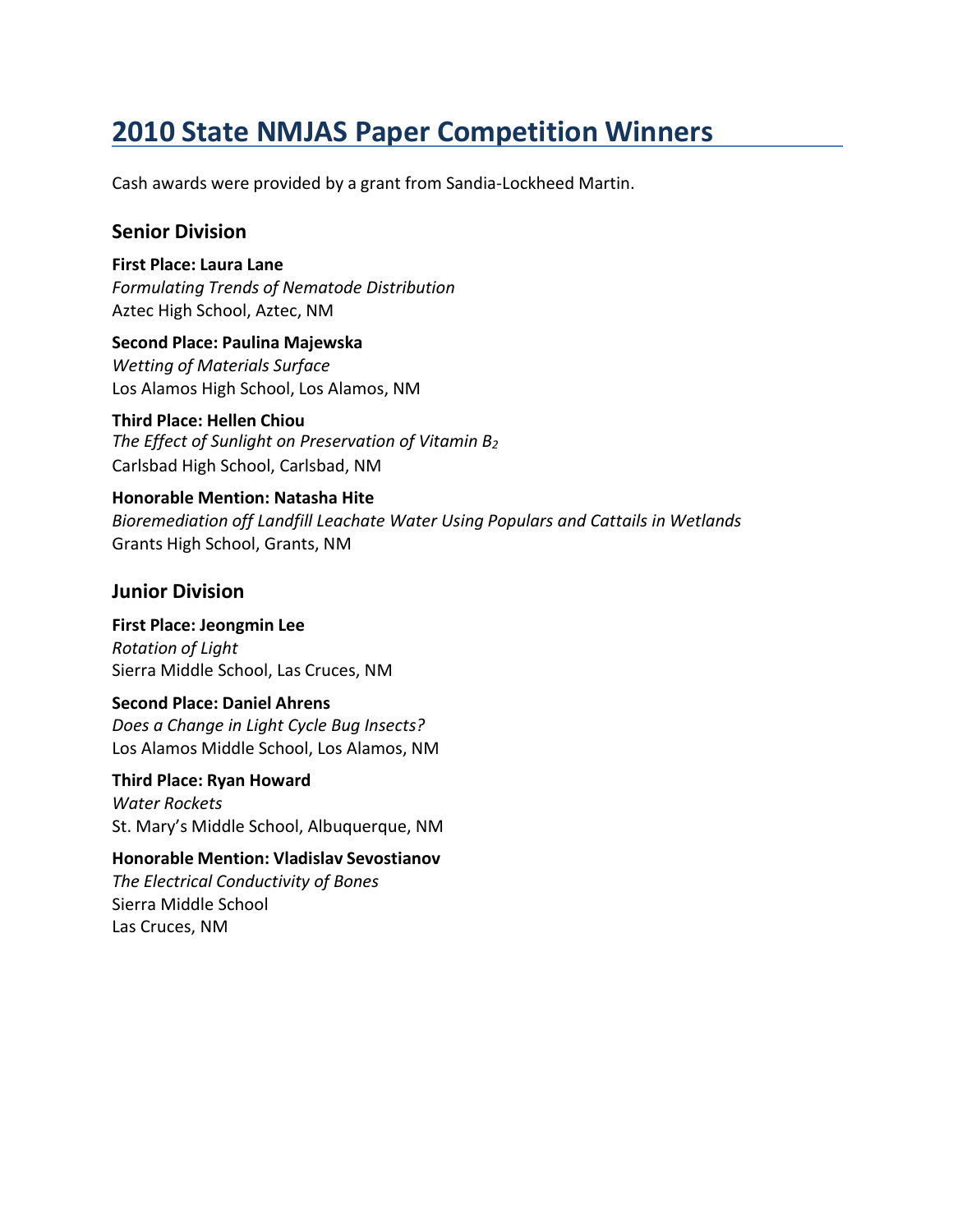# 2010 State NMJAS Paper Competition Winners

Cash awards were provided by a grant from Sandia-Lockheed Martin.

## Senior Division

**First Place: Laura Lane**
*Formulating Trends of Nematode Distribution*
Aztec High School, Aztec, NM

**Second Place: Paulina Majewska**
*Wetting of Materials Surface*
Los Alamos High School, Los Alamos, NM

**Third Place: Hellen Chiou**
*The Effect of Sunlight on Preservation of Vitamin $B_2$*
Carlsbad High School, Carlsbad, NM

**Honorable Mention: Natasha Hite**
*Bioremediation off Landfill Leachate Water Using Populars and Cattails in Wetlands*
Grants High School, Grants, NM

## Junior Division

**First Place: Jeongmin Lee**
*Rotation of Light*
Sierra Middle School, Las Cruces, NM

**Second Place: Daniel Ahrens**
*Does a Change in Light Cycle Bug Insects?*
Los Alamos Middle School, Los Alamos, NM

**Third Place: Ryan Howard**
*Water Rockets*
St. Mary's Middle School, Albuquerque, NM

**Honorable Mention: Vladislav Sevostianov**
*The Electrical Conductivity of Bones*
Sierra Middle School
Las Cruces, NM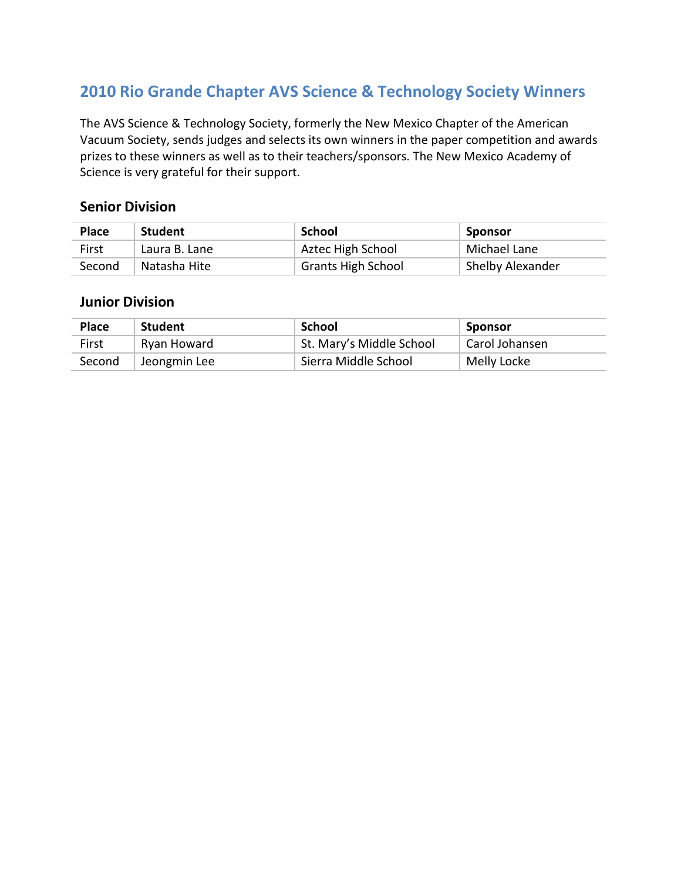## 2010 Rio Grande Chapter AVS Science & Technology Society Winners

The AVS Science & Technology Society, formerly the New Mexico Chapter of the American Vacuum Society, sends judges and selects its own winners in the paper competition and awards prizes to these winners as well as to their teachers/sponsors. The New Mexico Academy of Science is very grateful for their support.

### Senior Division

| Place | Student | School | Sponsor |
|---|---|---|---|
| First | Laura B. Lane | Aztec High School | Michael Lane |
| Second | Natasha Hite | Grants High School | Shelby Alexander |

### Junior Division

| Place | Student | School | Sponsor |
|---|---|---|---|
| First | Ryan Howard | St. Mary's Middle School | Carol Johansen |
| Second | Jeongmin Lee | Sierra Middle School | Melly Locke |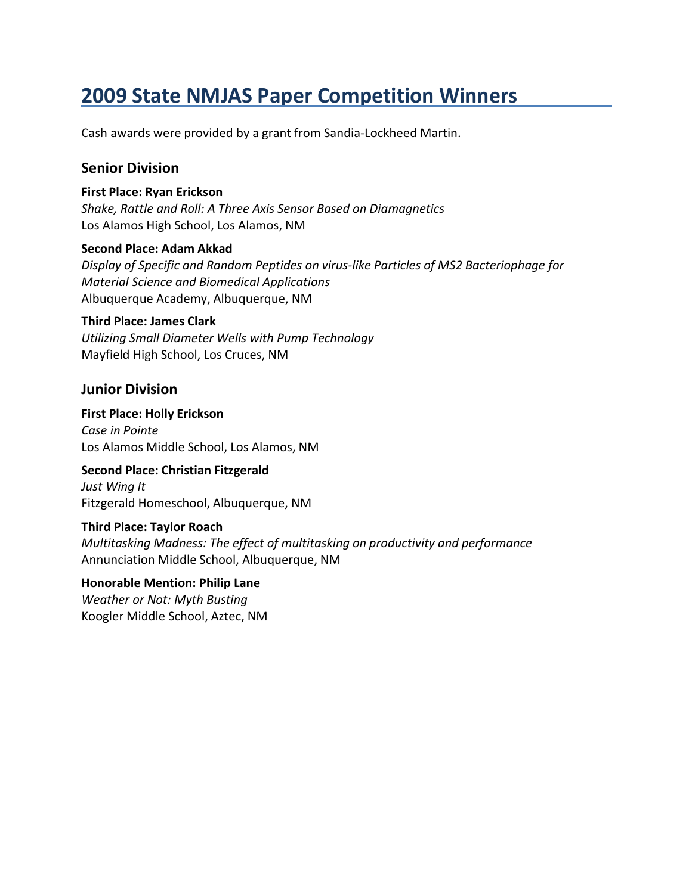# 2009 State NMJAS Paper Competition Winners

Cash awards were provided by a grant from Sandia-Lockheed Martin.

## Senior Division

**First Place: Ryan Erickson**
*Shake, Rattle and Roll: A Three Axis Sensor Based on Diamagnetics*
Los Alamos High School, Los Alamos, NM

**Second Place: Adam Akkad**
*Display of Specific and Random Peptides on virus-like Particles of MS2 Bacteriophage for Material Science and Biomedical Applications*
Albuquerque Academy, Albuquerque, NM

**Third Place: James Clark**
*Utilizing Small Diameter Wells with Pump Technology*
Mayfield High School, Los Cruces, NM

## Junior Division

**First Place: Holly Erickson**
*Case in Pointe*
Los Alamos Middle School, Los Alamos, NM

**Second Place: Christian Fitzgerald**
*Just Wing It*
Fitzgerald Homeschool, Albuquerque, NM

**Third Place: Taylor Roach**
*Multitasking Madness: The effect of multitasking on productivity and performance*
Annunciation Middle School, Albuquerque, NM

**Honorable Mention: Philip Lane**
*Weather or Not: Myth Busting*
Koogler Middle School, Aztec, NM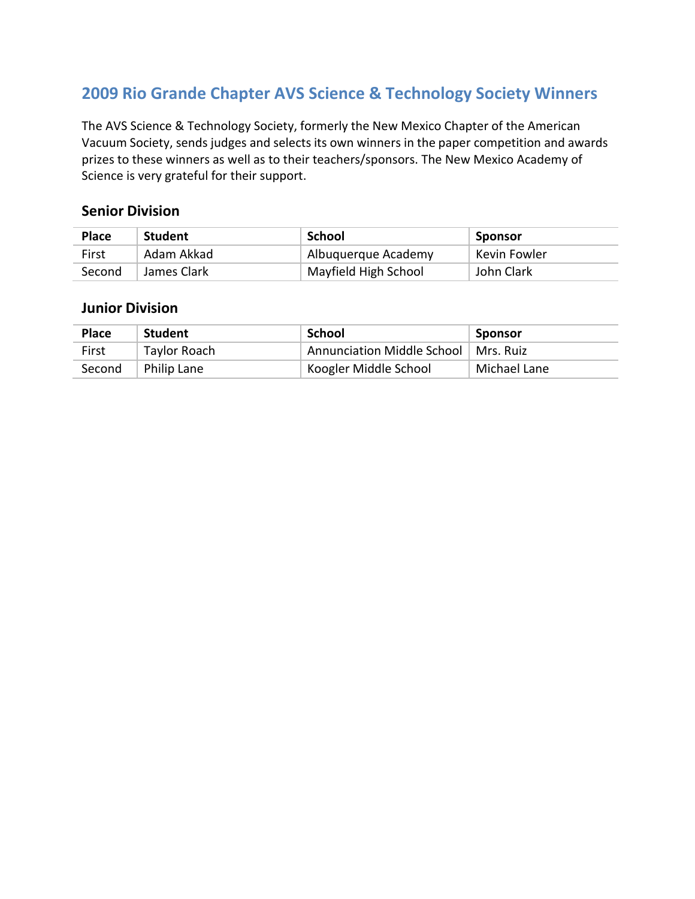## 2009 Rio Grande Chapter AVS Science & Technology Society Winners

The AVS Science & Technology Society, formerly the New Mexico Chapter of the American Vacuum Society, sends judges and selects its own winners in the paper competition and awards prizes to these winners as well as to their teachers/sponsors. The New Mexico Academy of Science is very grateful for their support.

### Senior Division

| Place | Student | School | Sponsor |
|---|---|---|---|
| First | Adam Akkad | Albuquerque Academy | Kevin Fowler |
| Second | James Clark | Mayfield High School | John Clark |

### Junior Division

| Place | Student | School | Sponsor |
|---|---|---|---|
| First | Taylor Roach | Annunciation Middle School | Mrs. Ruiz |
| Second | Philip Lane | Koogler Middle School | Michael Lane |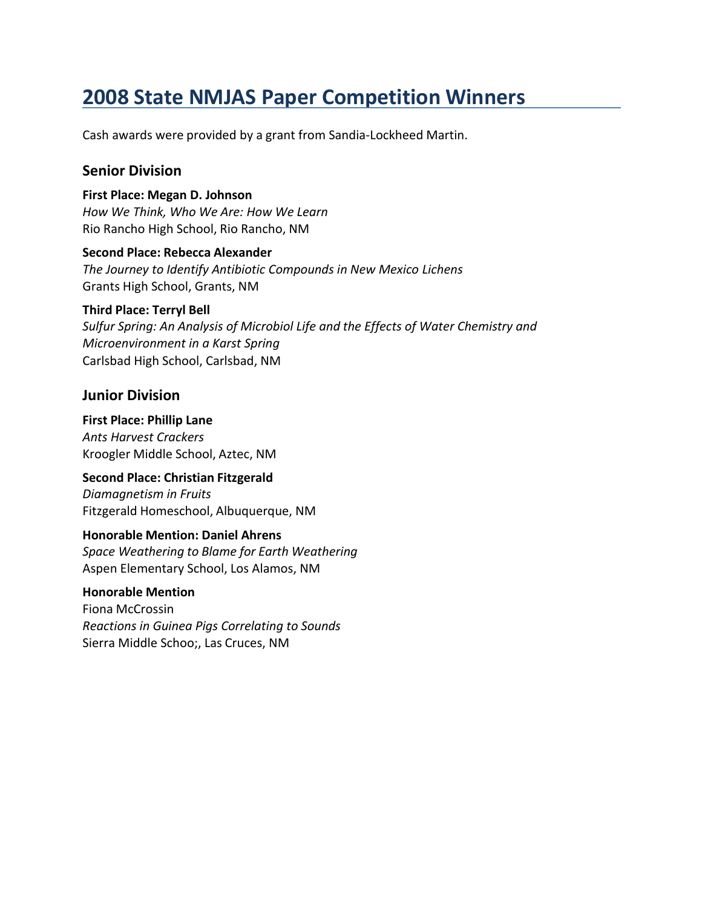# 2008 State NMJAS Paper Competition Winners

Cash awards were provided by a grant from Sandia-Lockheed Martin.

## Senior Division

**First Place: Megan D. Johnson**
*How We Think, Who We Are: How We Learn*
Rio Rancho High School, Rio Rancho, NM

**Second Place: Rebecca Alexander**
*The Journey to Identify Antibiotic Compounds in New Mexico Lichens*
Grants High School, Grants, NM

**Third Place: Terryl Bell**
*Sulfur Spring: An Analysis of Microbiol Life and the Effects of Water Chemistry and Microenvironment in a Karst Spring*
Carlsbad High School, Carlsbad, NM

## Junior Division

**First Place: Phillip Lane**
*Ants Harvest Crackers*
Kroogler Middle School, Aztec, NM

**Second Place: Christian Fitzgerald**
*Diamagnetism in Fruits*
Fitzgerald Homeschool, Albuquerque, NM

**Honorable Mention: Daniel Ahrens**
*Space Weathering to Blame for Earth Weathering*
Aspen Elementary School, Los Alamos, NM

**Honorable Mention**
Fiona McCrossin
*Reactions in Guinea Pigs Correlating to Sounds*
Sierra Middle Schoo;, Las Cruces, NM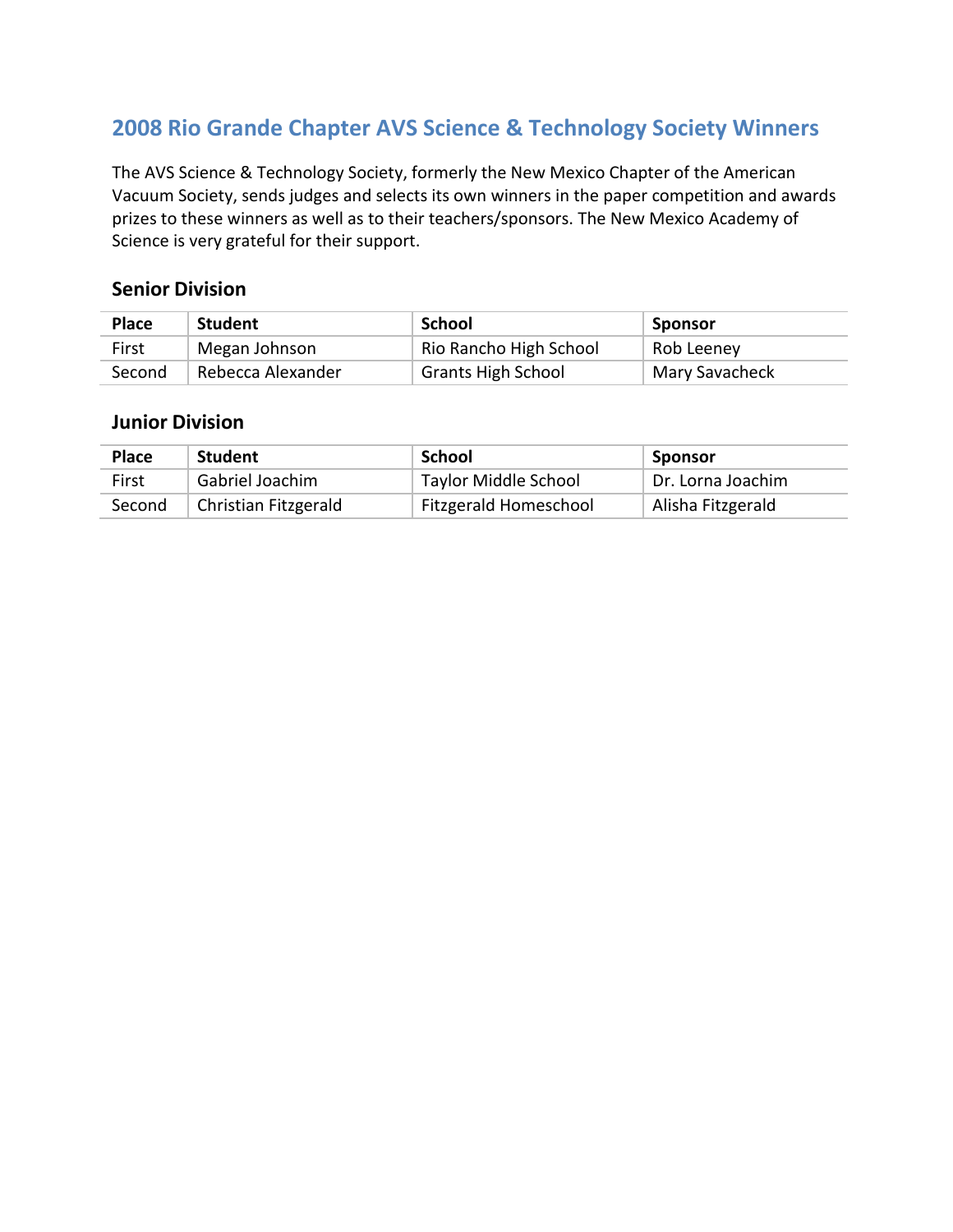## 2008 Rio Grande Chapter AVS Science & Technology Society Winners

The AVS Science & Technology Society, formerly the New Mexico Chapter of the American Vacuum Society, sends judges and selects its own winners in the paper competition and awards prizes to these winners as well as to their teachers/sponsors. The New Mexico Academy of Science is very grateful for their support.

### Senior Division

| Place | Student | School | Sponsor |
|---|---|---|---|
| First | Megan Johnson | Rio Rancho High School | Rob Leeney |
| Second | Rebecca Alexander | Grants High School | Mary Savacheck |

### Junior Division

| Place | Student | School | Sponsor |
|---|---|---|---|
| First | Gabriel Joachim | Taylor Middle School | Dr. Lorna Joachim |
| Second | Christian Fitzgerald | Fitzgerald Homeschool | Alisha Fitzgerald |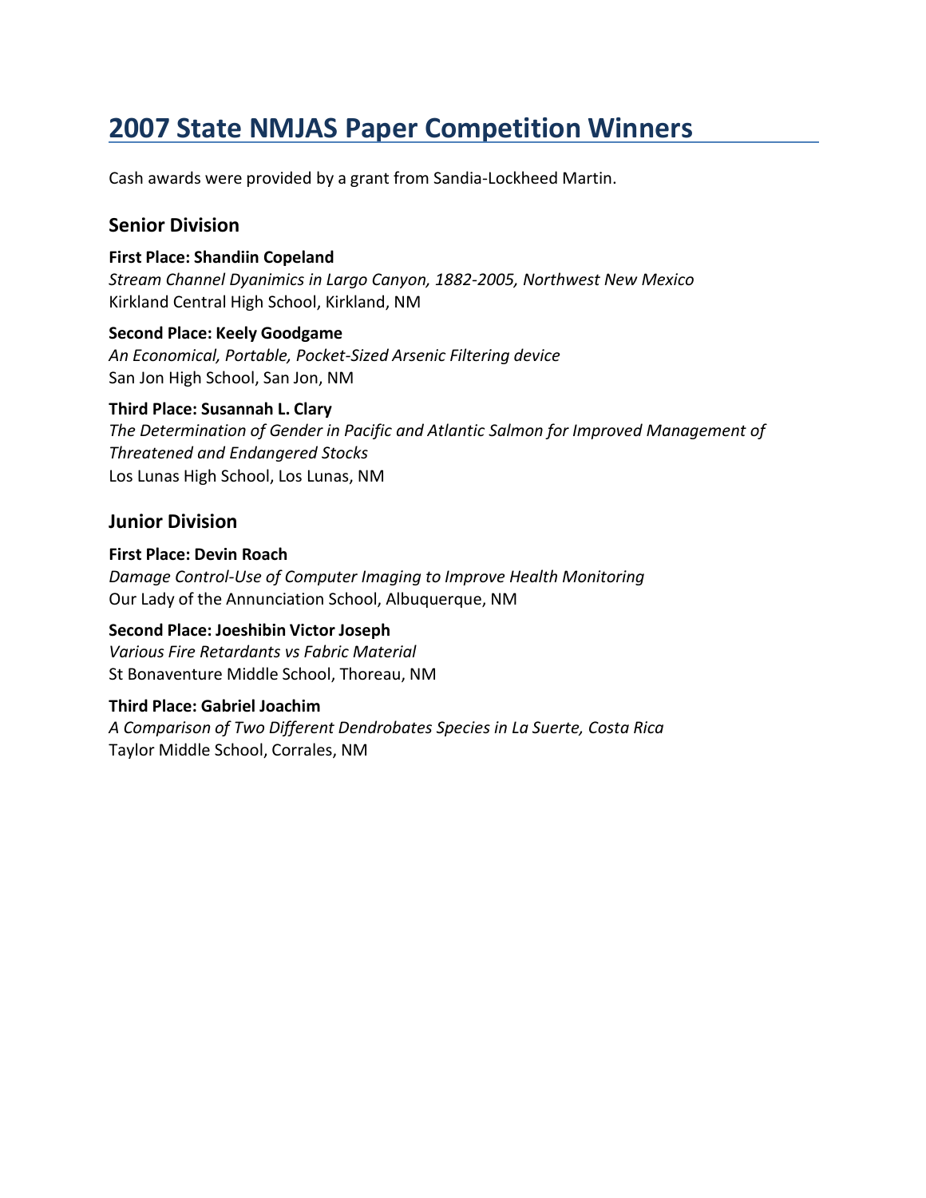# 2007 State NMJAS Paper Competition Winners

Cash awards were provided by a grant from Sandia-Lockheed Martin.

## Senior Division

**First Place: Shandiin Copeland**
*Stream Channel Dyanimics in Largo Canyon, 1882-2005, Northwest New Mexico*
Kirkland Central High School, Kirkland, NM

**Second Place: Keely Goodgame**
*An Economical, Portable, Pocket-Sized Arsenic Filtering device*
San Jon High School, San Jon, NM

**Third Place: Susannah L. Clary**
*The Determination of Gender in Pacific and Atlantic Salmon for Improved Management of Threatened and Endangered Stocks*
Los Lunas High School, Los Lunas, NM

## Junior Division

**First Place: Devin Roach**
*Damage Control-Use of Computer Imaging to Improve Health Monitoring*
Our Lady of the Annunciation School, Albuquerque, NM

**Second Place: Joeshibin Victor Joseph**
*Various Fire Retardants vs Fabric Material*
St Bonaventure Middle School, Thoreau, NM

**Third Place: Gabriel Joachim**
*A Comparison of Two Different Dendrobates Species in La Suerte, Costa Rica*
Taylor Middle School, Corrales, NM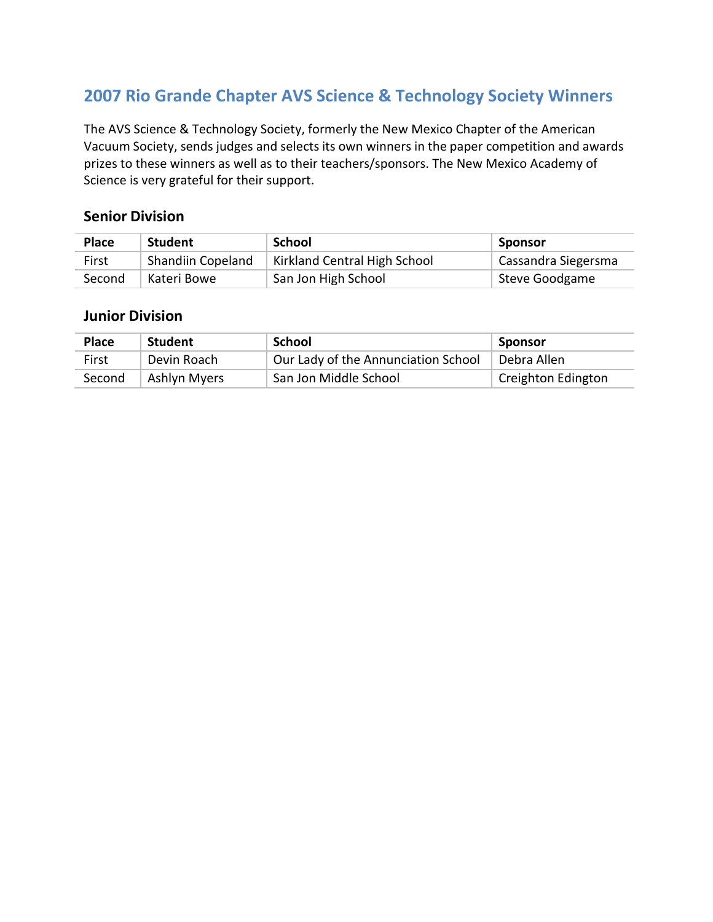## 2007 Rio Grande Chapter AVS Science & Technology Society Winners

The AVS Science & Technology Society, formerly the New Mexico Chapter of the American Vacuum Society, sends judges and selects its own winners in the paper competition and awards prizes to these winners as well as to their teachers/sponsors. The New Mexico Academy of Science is very grateful for their support.

### Senior Division

| Place | Student | School | Sponsor |
|---|---|---|---|
| First | Shandiin Copeland | Kirkland Central High School | Cassandra Siegersma |
| Second | Kateri Bowe | San Jon High School | Steve Goodgame |

### Junior Division

| Place | Student | School | Sponsor |
|---|---|---|---|
| First | Devin Roach | Our Lady of the Annunciation School | Debra Allen |
| Second | Ashlyn Myers | San Jon Middle School | Creighton Edington |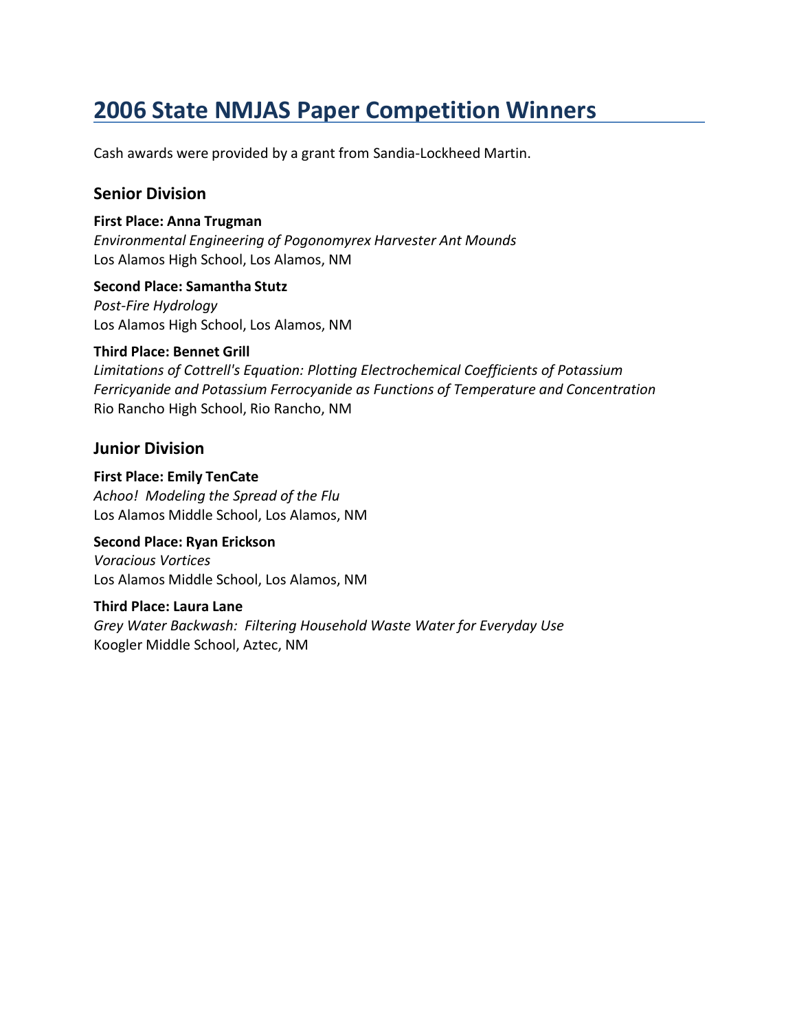# 2006 State NMJAS Paper Competition Winners

Cash awards were provided by a grant from Sandia-Lockheed Martin.

## Senior Division

**First Place: Anna Trugman**
*Environmental Engineering of Pogonomyrex Harvester Ant Mounds*
Los Alamos High School, Los Alamos, NM

**Second Place: Samantha Stutz**
*Post-Fire Hydrology*
Los Alamos High School, Los Alamos, NM

**Third Place: Bennet Grill**
*Limitations of Cottrell's Equation: Plotting Electrochemical Coefficients of Potassium Ferricyanide and Potassium Ferrocyanide as Functions of Temperature and Concentration*
Rio Rancho High School, Rio Rancho, NM

## Junior Division

**First Place: Emily TenCate**
*Achoo! Modeling the Spread of the Flu*
Los Alamos Middle School, Los Alamos, NM

**Second Place: Ryan Erickson**
*Voracious Vortices*
Los Alamos Middle School, Los Alamos, NM

**Third Place: Laura Lane**
*Grey Water Backwash: Filtering Household Waste Water for Everyday Use*
Koogler Middle School, Aztec, NM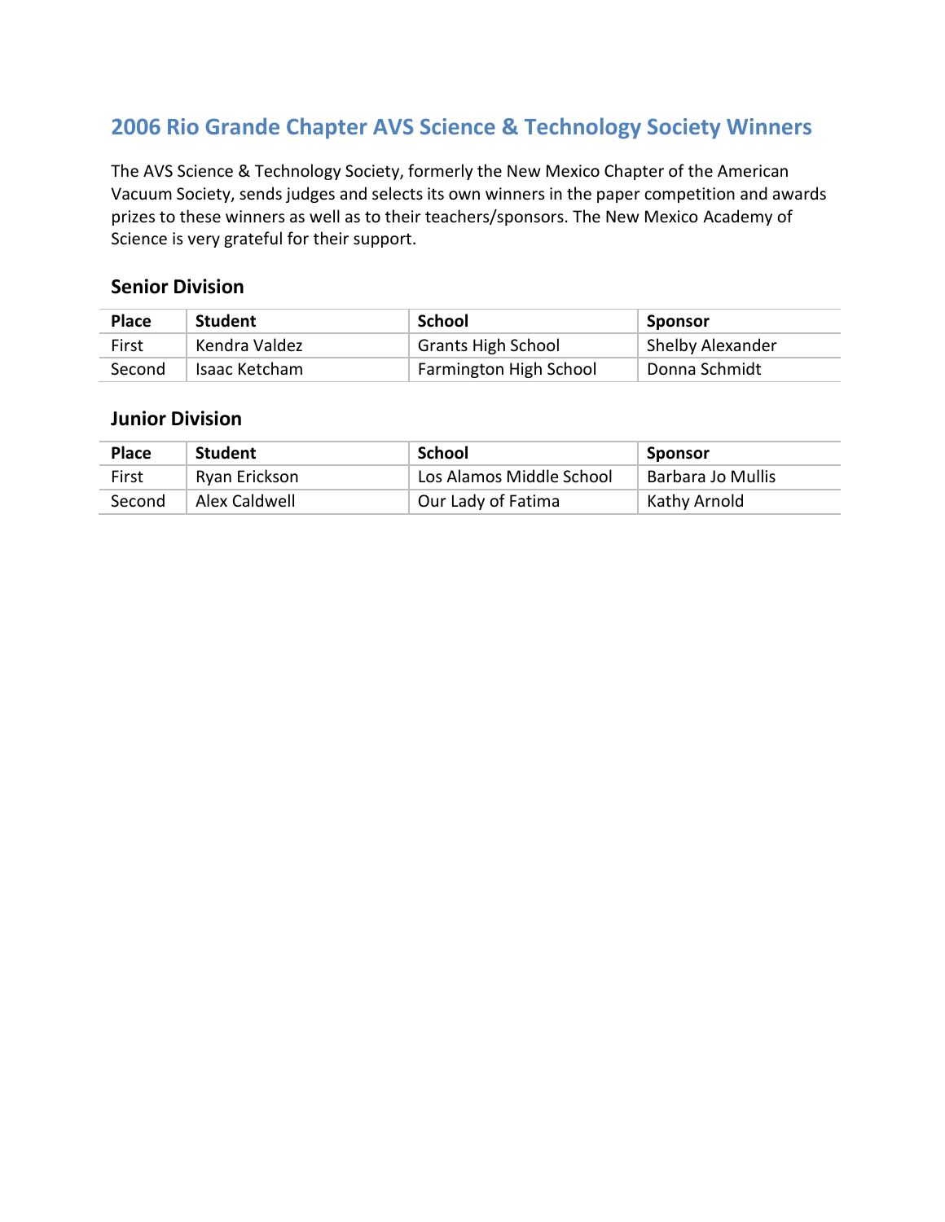## 2006 Rio Grande Chapter AVS Science & Technology Society Winners

The AVS Science & Technology Society, formerly the New Mexico Chapter of the American Vacuum Society, sends judges and selects its own winners in the paper competition and awards prizes to these winners as well as to their teachers/sponsors. The New Mexico Academy of Science is very grateful for their support.

### Senior Division

| Place | Student | School | Sponsor |
|---|---|---|---|
| First | Kendra Valdez | Grants High School | Shelby Alexander |
| Second | Isaac Ketcham | Farmington High School | Donna Schmidt |

### Junior Division

| Place | Student | School | Sponsor |
|---|---|---|---|
| First | Ryan Erickson | Los Alamos Middle School | Barbara Jo Mullis |
| Second | Alex Caldwell | Our Lady of Fatima | Kathy Arnold |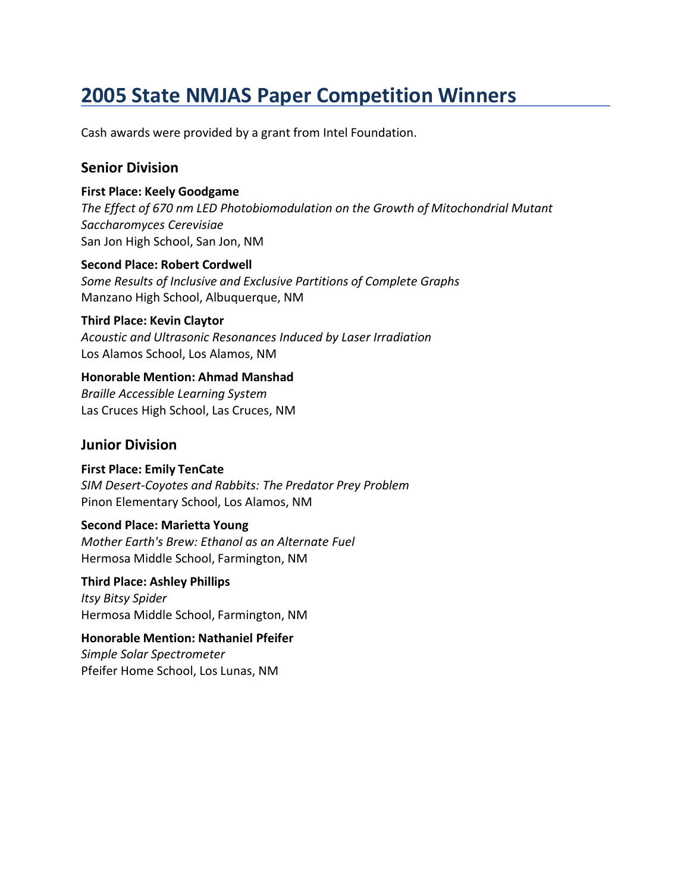# 2005 State NMJAS Paper Competition Winners

Cash awards were provided by a grant from Intel Foundation.

## Senior Division

**First Place: Keely Goodgame**
*The Effect of 670 nm LED Photobiomodulation on the Growth of Mitochondrial Mutant Saccharomyces Cerevisiae*
San Jon High School, San Jon, NM

**Second Place: Robert Cordwell**
*Some Results of Inclusive and Exclusive Partitions of Complete Graphs*
Manzano High School, Albuquerque, NM

**Third Place: Kevin Claytor**
*Acoustic and Ultrasonic Resonances Induced by Laser Irradiation*
Los Alamos School, Los Alamos, NM

**Honorable Mention: Ahmad Manshad**
*Braille Accessible Learning System*
Las Cruces High School, Las Cruces, NM

## Junior Division

**First Place: Emily TenCate**
*SIM Desert-Coyotes and Rabbits: The Predator Prey Problem*
Pinon Elementary School, Los Alamos, NM

**Second Place: Marietta Young**
*Mother Earth's Brew: Ethanol as an Alternate Fuel*
Hermosa Middle School, Farmington, NM

**Third Place: Ashley Phillips**
*Itsy Bitsy Spider*
Hermosa Middle School, Farmington, NM

**Honorable Mention: Nathaniel Pfeifer**
*Simple Solar Spectrometer*
Pfeifer Home School, Los Lunas, NM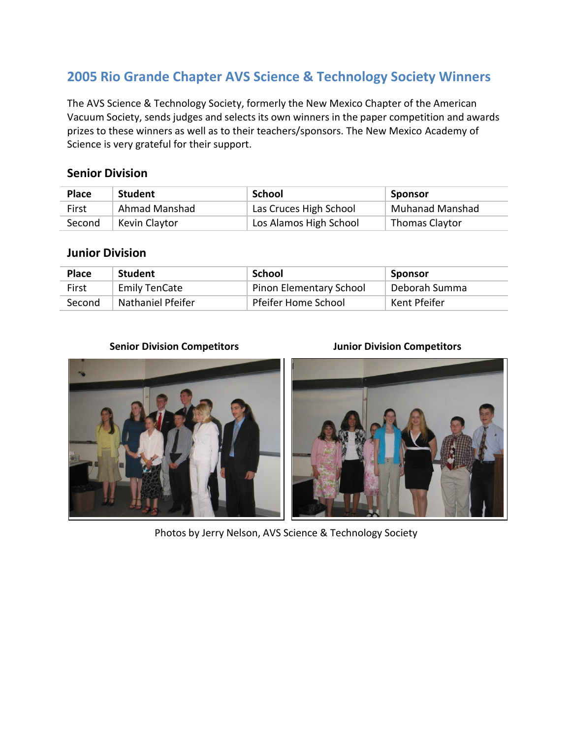## 2005 Rio Grande Chapter AVS Science & Technology Society Winners

The AVS Science & Technology Society, formerly the New Mexico Chapter of the American Vacuum Society, sends judges and selects its own winners in the paper competition and awards prizes to these winners as well as to their teachers/sponsors. The New Mexico Academy of Science is very grateful for their support.

### Senior Division

| Place | Student | School | Sponsor |
|---|---|---|---|
| First | Ahmad Manshad | Las Cruces High School | Muhanad Manshad |
| Second | Kevin Claytor | Los Alamos High School | Thomas Claytor |

### Junior Division

| Place | Student | School | Sponsor |
|---|---|---|---|
| First | Emily TenCate | Pinon Elementary School | Deborah Summa |
| Second | Nathaniel Pfeifer | Pfeifer Home School | Kent Pfeifer |

**Senior Division Competitors**

**Junior Division Competitors**

Photos by Jerry Nelson, AVS Science & Technology Society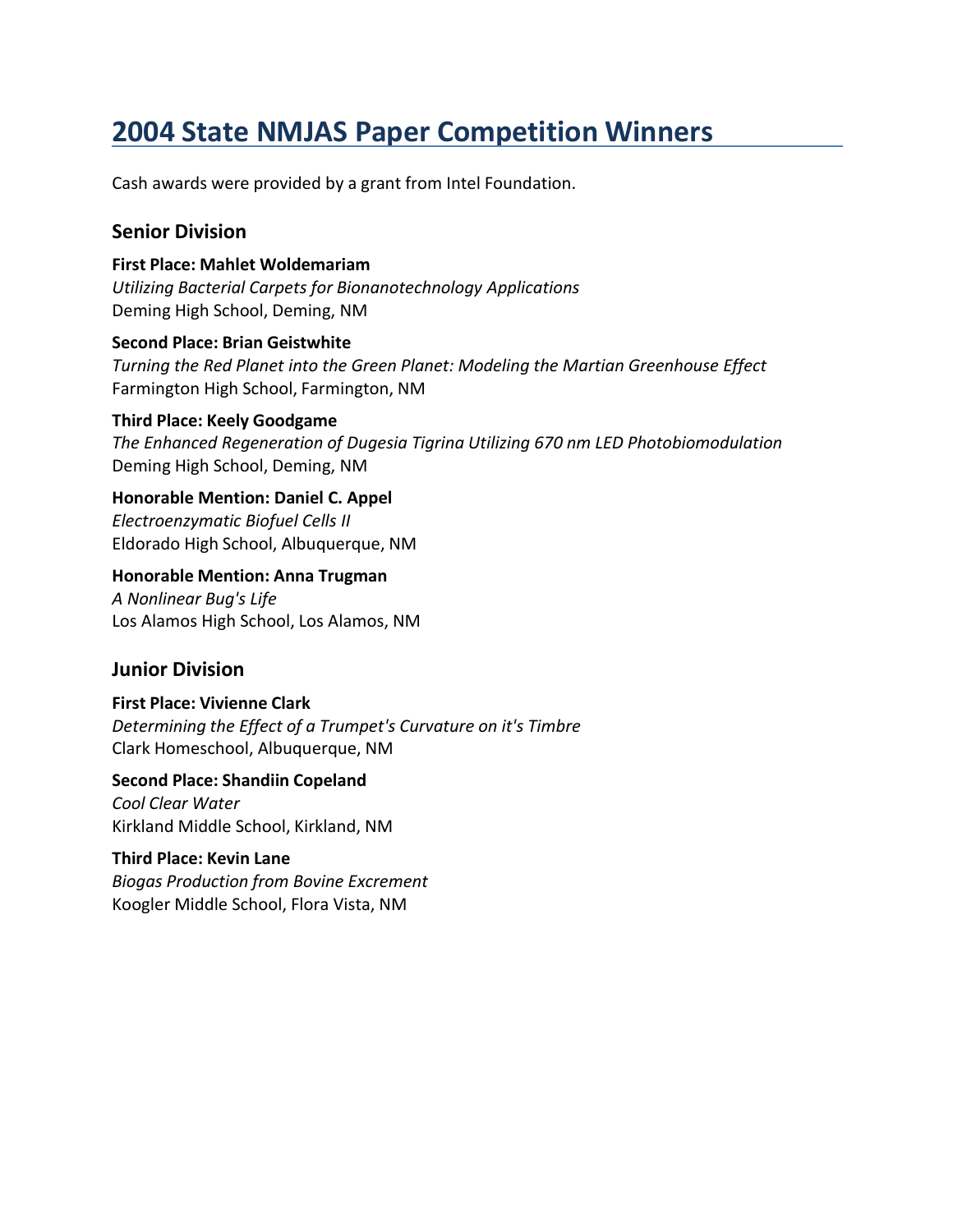# 2004 State NMJAS Paper Competition Winners

Cash awards were provided by a grant from Intel Foundation.

## Senior Division

**First Place: Mahlet Woldemariam**
*Utilizing Bacterial Carpets for Bionanotechnology Applications*
Deming High School, Deming, NM

**Second Place: Brian Geistwhite**
*Turning the Red Planet into the Green Planet: Modeling the Martian Greenhouse Effect*
Farmington High School, Farmington, NM

**Third Place: Keely Goodgame**
*The Enhanced Regeneration of Dugesia Tigrina Utilizing 670 nm LED Photobiomodulation*
Deming High School, Deming, NM

**Honorable Mention: Daniel C. Appel**
*Electroenzymatic Biofuel Cells II*
Eldorado High School, Albuquerque, NM

**Honorable Mention: Anna Trugman**
*A Nonlinear Bug's Life*
Los Alamos High School, Los Alamos, NM

## Junior Division

**First Place: Vivienne Clark**
*Determining the Effect of a Trumpet's Curvature on it's Timbre*
Clark Homeschool, Albuquerque, NM

**Second Place: Shandiin Copeland**
*Cool Clear Water*
Kirkland Middle School, Kirkland, NM

**Third Place: Kevin Lane**
*Biogas Production from Bovine Excrement*
Koogler Middle School, Flora Vista, NM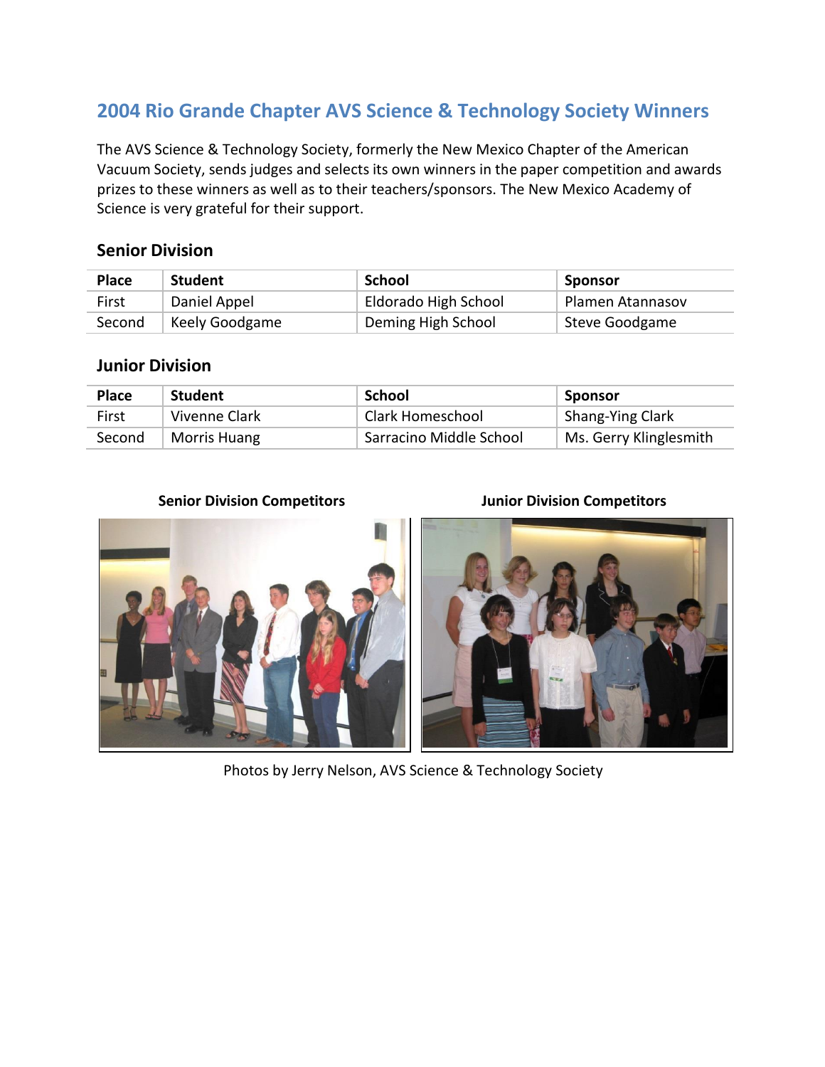## 2004 Rio Grande Chapter AVS Science & Technology Society Winners

The AVS Science & Technology Society, formerly the New Mexico Chapter of the American Vacuum Society, sends judges and selects its own winners in the paper competition and awards prizes to these winners as well as to their teachers/sponsors. The New Mexico Academy of Science is very grateful for their support.

### Senior Division

| Place | Student | School | Sponsor |
|---|---|---|---|
| First | Daniel Appel | Eldorado High School | Plamen Atannasov |
| Second | Keely Goodgame | Deming High School | Steve Goodgame |

### Junior Division

| Place | Student | School | Sponsor |
|---|---|---|---|
| First | Vivenne Clark | Clark Homeschool | Shang-Ying Clark |
| Second | Morris Huang | Sarracino Middle School | Ms. Gerry Klinglesmith |

**Senior Division Competitors**

**Junior Division Competitors**

Photos by Jerry Nelson, AVS Science & Technology Society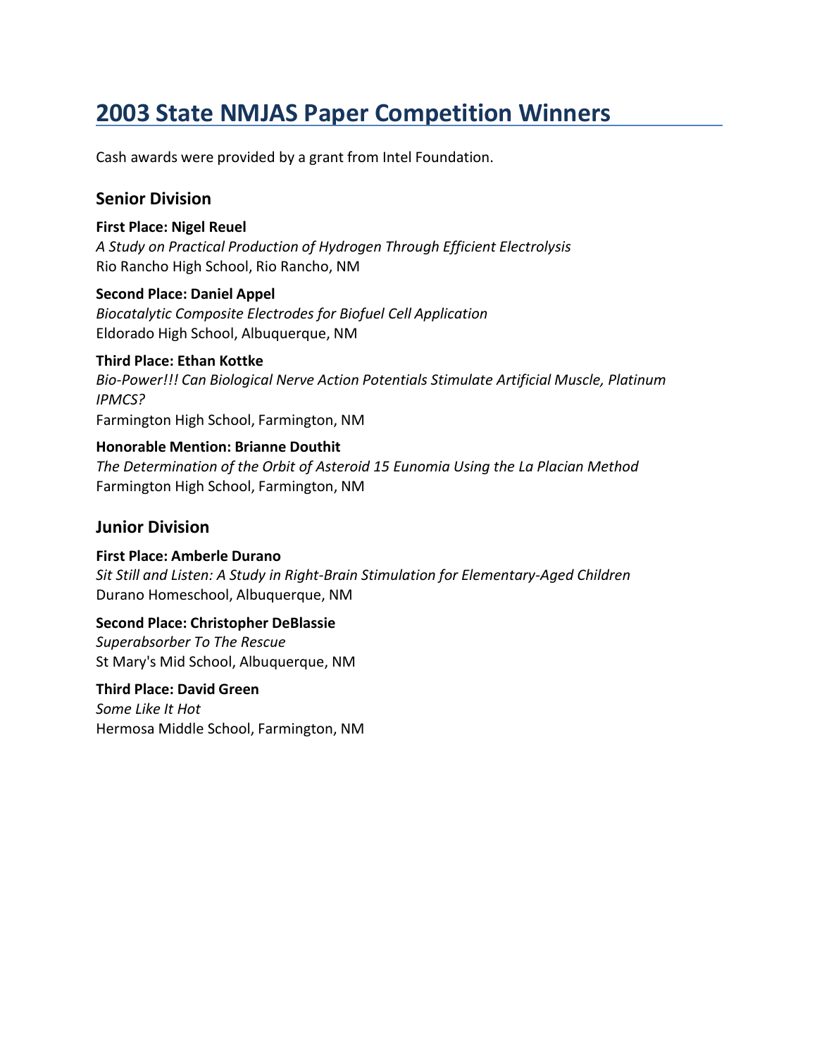# 2003 State NMJAS Paper Competition Winners

Cash awards were provided by a grant from Intel Foundation.

## Senior Division

**First Place: Nigel Reuel**
*A Study on Practical Production of Hydrogen Through Efficient Electrolysis*
Rio Rancho High School, Rio Rancho, NM

**Second Place: Daniel Appel**
*Biocatalytic Composite Electrodes for Biofuel Cell Application*
Eldorado High School, Albuquerque, NM

**Third Place: Ethan Kottke**
*Bio-Power!!! Can Biological Nerve Action Potentials Stimulate Artificial Muscle, Platinum IPMCS?*
Farmington High School, Farmington, NM

**Honorable Mention: Brianne Douthit**
*The Determination of the Orbit of Asteroid 15 Eunomia Using the La Placian Method*
Farmington High School, Farmington, NM

## Junior Division

**First Place: Amberle Durano**
*Sit Still and Listen: A Study in Right-Brain Stimulation for Elementary-Aged Children*
Durano Homeschool, Albuquerque, NM

**Second Place: Christopher DeBlassie**
*Superabsorber To The Rescue*
St Mary's Mid School, Albuquerque, NM

**Third Place: David Green**
*Some Like It Hot*
Hermosa Middle School, Farmington, NM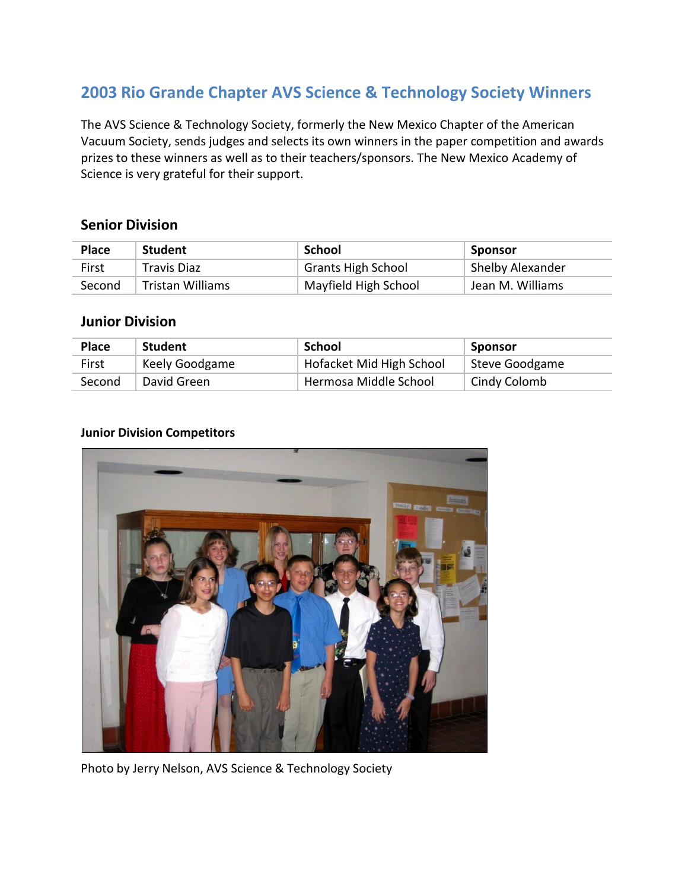# 2003 Rio Grande Chapter AVS Science & Technology Society Winners

The AVS Science & Technology Society, formerly the New Mexico Chapter of the American Vacuum Society, sends judges and selects its own winners in the paper competition and awards prizes to these winners as well as to their teachers/sponsors. The New Mexico Academy of Science is very grateful for their support.

## Senior Division

| Place | Student | School | Sponsor |
|---|---|---|---|
| First | Travis Diaz | Grants High School | Shelby Alexander |
| Second | Tristan Williams | Mayfield High School | Jean M. Williams |

## Junior Division

| Place | Student | School | Sponsor |
|---|---|---|---|
| First | Keely Goodgame | Hofacket Mid High School | Steve Goodgame |
| Second | David Green | Hermosa Middle School | Cindy Colomb |

**Junior Division Competitors**

Photo by Jerry Nelson, AVS Science & Technology Society